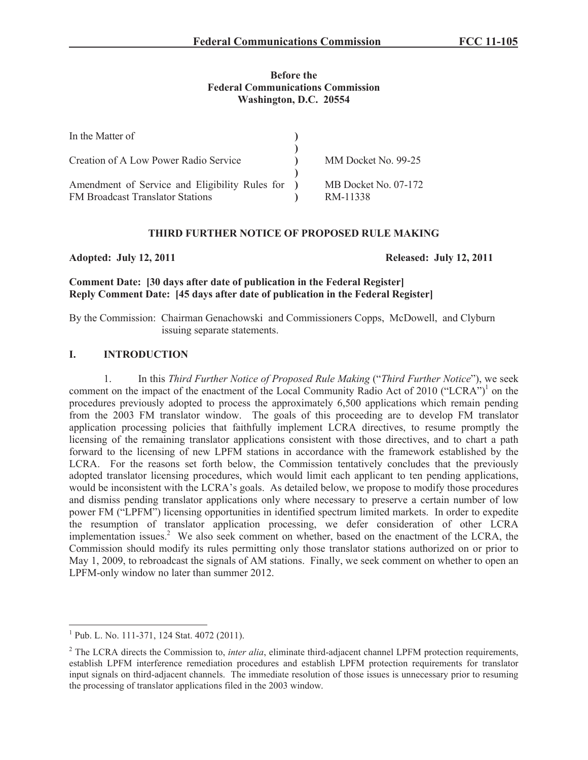**Before the**
**Federal Communications Commission**
**Washington, D.C. 20554**

| | | |
|---|---|---|
| In the Matter of | ) | |
| | ) | |
| Creation of A Low Power Radio Service | ) | MM Docket No. 99-25 |
| | ) | |
| Amendment of Service and Eligibility Rules for FM Broadcast Translator Stations | ) | MB Docket No. 07-172 RM-11338 |

**THIRD FURTHER NOTICE OF PROPOSED RULE MAKING**

**Adopted: July 12, 2011** **Released: July 12, 2011**

**Comment Date: [30 days after date of publication in the Federal Register]**
**Reply Comment Date: [45 days after date of publication in the Federal Register]**

By the Commission: Chairman Genachowski and Commissioners Copps, McDowell, and Clyburn issuing separate statements.

## I. INTRODUCTION

1. In this *Third Further Notice of Proposed Rule Making* ("*Third Further Notice*"), we seek comment on the impact of the enactment of the Local Community Radio Act of 2010 ("LCRA")[1] on the procedures previously adopted to process the approximately 6,500 applications which remain pending from the 2003 FM translator window. The goals of this proceeding are to develop FM translator application processing policies that faithfully implement LCRA directives, to resume promptly the licensing of the remaining translator applications consistent with those directives, and to chart a path forward to the licensing of new LPFM stations in accordance with the framework established by the LCRA. For the reasons set forth below, the Commission tentatively concludes that the previously adopted translator licensing procedures, which would limit each applicant to ten pending applications, would be inconsistent with the LCRA's goals. As detailed below, we propose to modify those procedures and dismiss pending translator applications only where necessary to preserve a certain number of low power FM ("LPFM") licensing opportunities in identified spectrum limited markets. In order to expedite the resumption of translator application processing, we defer consideration of other LCRA implementation issues.[2] We also seek comment on whether, based on the enactment of the LCRA, the Commission should modify its rules permitting only those translator stations authorized on or prior to May 1, 2009, to rebroadcast the signals of AM stations. Finally, we seek comment on whether to open an LPFM-only window no later than summer 2012.

---

[1] Pub. L. No. 111-371, 124 Stat. 4072 (2011).

[2] The LCRA directs the Commission to, *inter alia*, eliminate third-adjacent channel LPFM protection requirements, establish LPFM interference remediation procedures and establish LPFM protection requirements for translator input signals on third-adjacent channels. The immediate resolution of those issues is unnecessary prior to resuming the processing of translator applications filed in the 2003 window.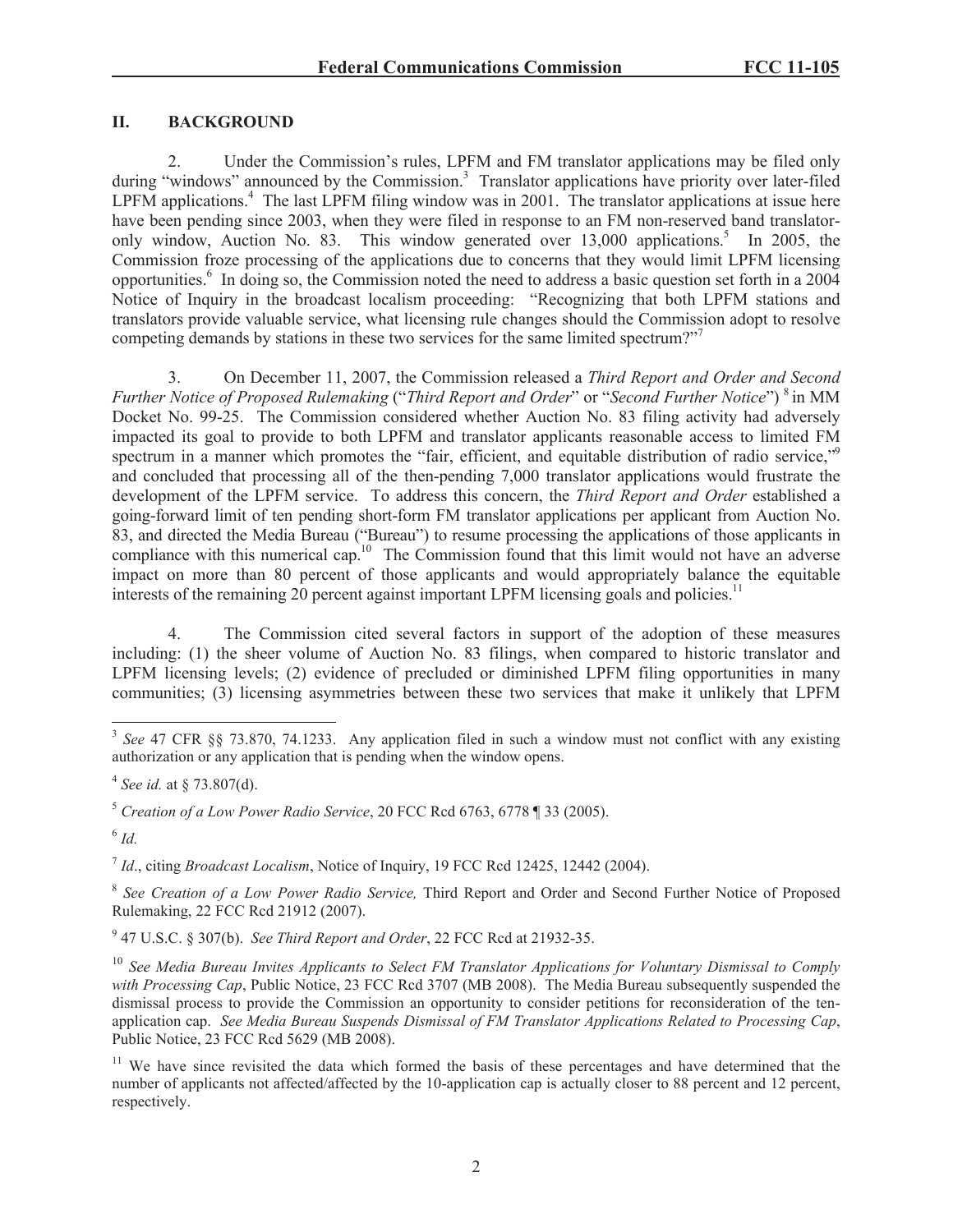## II. BACKGROUND

2. Under the Commission's rules, LPFM and FM translator applications may be filed only during "windows" announced by the Commission.[3] Translator applications have priority over later-filed LPFM applications.[4] The last LPFM filing window was in 2001. The translator applications at issue here have been pending since 2003, when they were filed in response to an FM non-reserved band translator-only window, Auction No. 83. This window generated over 13,000 applications.[5] In 2005, the Commission froze processing of the applications due to concerns that they would limit LPFM licensing opportunities.[6] In doing so, the Commission noted the need to address a basic question set forth in a 2004 Notice of Inquiry in the broadcast localism proceeding: "Recognizing that both LPFM stations and translators provide valuable service, what licensing rule changes should the Commission adopt to resolve competing demands by stations in these two services for the same limited spectrum?"[7]

3. On December 11, 2007, the Commission released a *Third Report and Order and Second Further Notice of Proposed Rulemaking* ("*Third Report and Order*" or "*Second Further Notice*")[8] in MM Docket No. 99-25. The Commission considered whether Auction No. 83 filing activity had adversely impacted its goal to provide to both LPFM and translator applicants reasonable access to limited FM spectrum in a manner which promotes the "fair, efficient, and equitable distribution of radio service,"[9] and concluded that processing all of the then-pending 7,000 translator applications would frustrate the development of the LPFM service. To address this concern, the *Third Report and Order* established a going-forward limit of ten pending short-form FM translator applications per applicant from Auction No. 83, and directed the Media Bureau ("Bureau") to resume processing the applications of those applicants in compliance with this numerical cap.[10] The Commission found that this limit would not have an adverse impact on more than 80 percent of those applicants and would appropriately balance the equitable interests of the remaining 20 percent against important LPFM licensing goals and policies.[11]

4. The Commission cited several factors in support of the adoption of these measures including: (1) the sheer volume of Auction No. 83 filings, when compared to historic translator and LPFM licensing levels; (2) evidence of precluded or diminished LPFM filing opportunities in many communities; (3) licensing asymmetries between these two services that make it unlikely that LPFM

---

[3] *See* 47 CFR §§ 73.870, 74.1233. Any application filed in such a window must not conflict with any existing authorization or any application that is pending when the window opens.

[4] *See id.* at § 73.807(d).

[5] *Creation of a Low Power Radio Service*, 20 FCC Rcd 6763, 6778 ¶ 33 (2005).

[6] *Id.*

[7] *Id*., citing *Broadcast Localism*, Notice of Inquiry, 19 FCC Rcd 12425, 12442 (2004).

[8] *See Creation of a Low Power Radio Service,* Third Report and Order and Second Further Notice of Proposed Rulemaking, 22 FCC Rcd 21912 (2007).

[9] 47 U.S.C. § 307(b). *See Third Report and Order*, 22 FCC Rcd at 21932-35.

[10] *See Media Bureau Invites Applicants to Select FM Translator Applications for Voluntary Dismissal to Comply with Processing Cap*, Public Notice, 23 FCC Rcd 3707 (MB 2008). The Media Bureau subsequently suspended the dismissal process to provide the Commission an opportunity to consider petitions for reconsideration of the ten-application cap. *See Media Bureau Suspends Dismissal of FM Translator Applications Related to Processing Cap*, Public Notice, 23 FCC Rcd 5629 (MB 2008).

[11] We have since revisited the data which formed the basis of these percentages and have determined that the number of applicants not affected/affected by the 10-application cap is actually closer to 88 percent and 12 percent, respectively.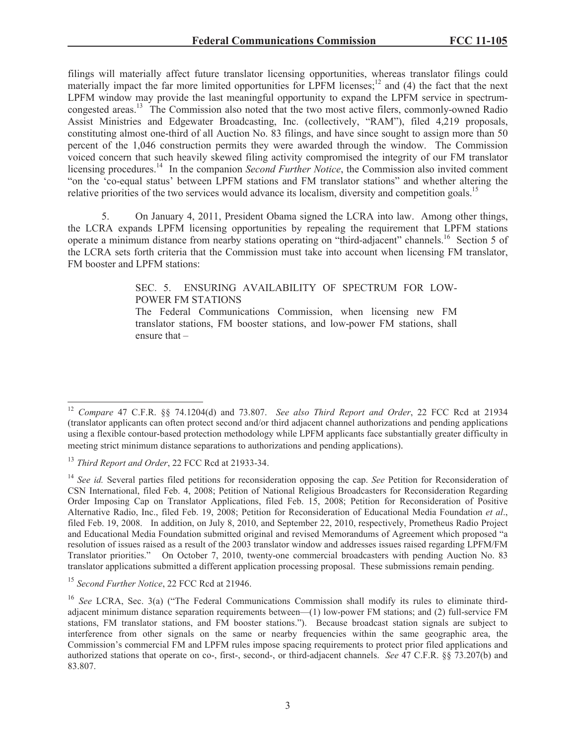filings will materially affect future translator licensing opportunities, whereas translator filings could materially impact the far more limited opportunities for LPFM licenses;[12] and (4) the fact that the next LPFM window may provide the last meaningful opportunity to expand the LPFM service in spectrum-congested areas.[13] The Commission also noted that the two most active filers, commonly-owned Radio Assist Ministries and Edgewater Broadcasting, Inc. (collectively, "RAM"), filed 4,219 proposals, constituting almost one-third of all Auction No. 83 filings, and have since sought to assign more than 50 percent of the 1,046 construction permits they were awarded through the window. The Commission voiced concern that such heavily skewed filing activity compromised the integrity of our FM translator licensing procedures.[14] In the companion *Second Further Notice*, the Commission also invited comment "on the 'co-equal status' between LPFM stations and FM translator stations" and whether altering the relative priorities of the two services would advance its localism, diversity and competition goals.[15]

5. On January 4, 2011, President Obama signed the LCRA into law. Among other things, the LCRA expands LPFM licensing opportunities by repealing the requirement that LPFM stations operate a minimum distance from nearby stations operating on "third-adjacent" channels.[16] Section 5 of the LCRA sets forth criteria that the Commission must take into account when licensing FM translator, FM booster and LPFM stations:

> SEC. 5. ENSURING AVAILABILITY OF SPECTRUM FOR LOW-POWER FM STATIONS
>
> The Federal Communications Commission, when licensing new FM translator stations, FM booster stations, and low-power FM stations, shall ensure that –

---

[12] *Compare* 47 C.F.R. §§ 74.1204(d) and 73.807. *See also Third Report and Order*, 22 FCC Rcd at 21934 (translator applicants can often protect second and/or third adjacent channel authorizations and pending applications using a flexible contour-based protection methodology while LPFM applicants face substantially greater difficulty in meeting strict minimum distance separations to authorizations and pending applications).

[13] *Third Report and Order*, 22 FCC Rcd at 21933-34.

[14] *See id.* Several parties filed petitions for reconsideration opposing the cap. *See* Petition for Reconsideration of CSN International, filed Feb. 4, 2008; Petition of National Religious Broadcasters for Reconsideration Regarding Order Imposing Cap on Translator Applications, filed Feb. 15, 2008; Petition for Reconsideration of Positive Alternative Radio, Inc., filed Feb. 19, 2008; Petition for Reconsideration of Educational Media Foundation *et al*., filed Feb. 19, 2008. In addition, on July 8, 2010, and September 22, 2010, respectively, Prometheus Radio Project and Educational Media Foundation submitted original and revised Memorandums of Agreement which proposed "a resolution of issues raised as a result of the 2003 translator window and addresses issues raised regarding LPFM/FM Translator priorities." On October 7, 2010, twenty-one commercial broadcasters with pending Auction No. 83 translator applications submitted a different application processing proposal. These submissions remain pending.

[15] *Second Further Notice*, 22 FCC Rcd at 21946.

[16] *See* LCRA, Sec. 3(a) ("The Federal Communications Commission shall modify its rules to eliminate third-adjacent minimum distance separation requirements between—(1) low-power FM stations; and (2) full-service FM stations, FM translator stations, and FM booster stations."). Because broadcast station signals are subject to interference from other signals on the same or nearby frequencies within the same geographic area, the Commission's commercial FM and LPFM rules impose spacing requirements to protect prior filed applications and authorized stations that operate on co-, first-, second-, or third-adjacent channels. *See* 47 C.F.R. §§ 73.207(b) and 83.807.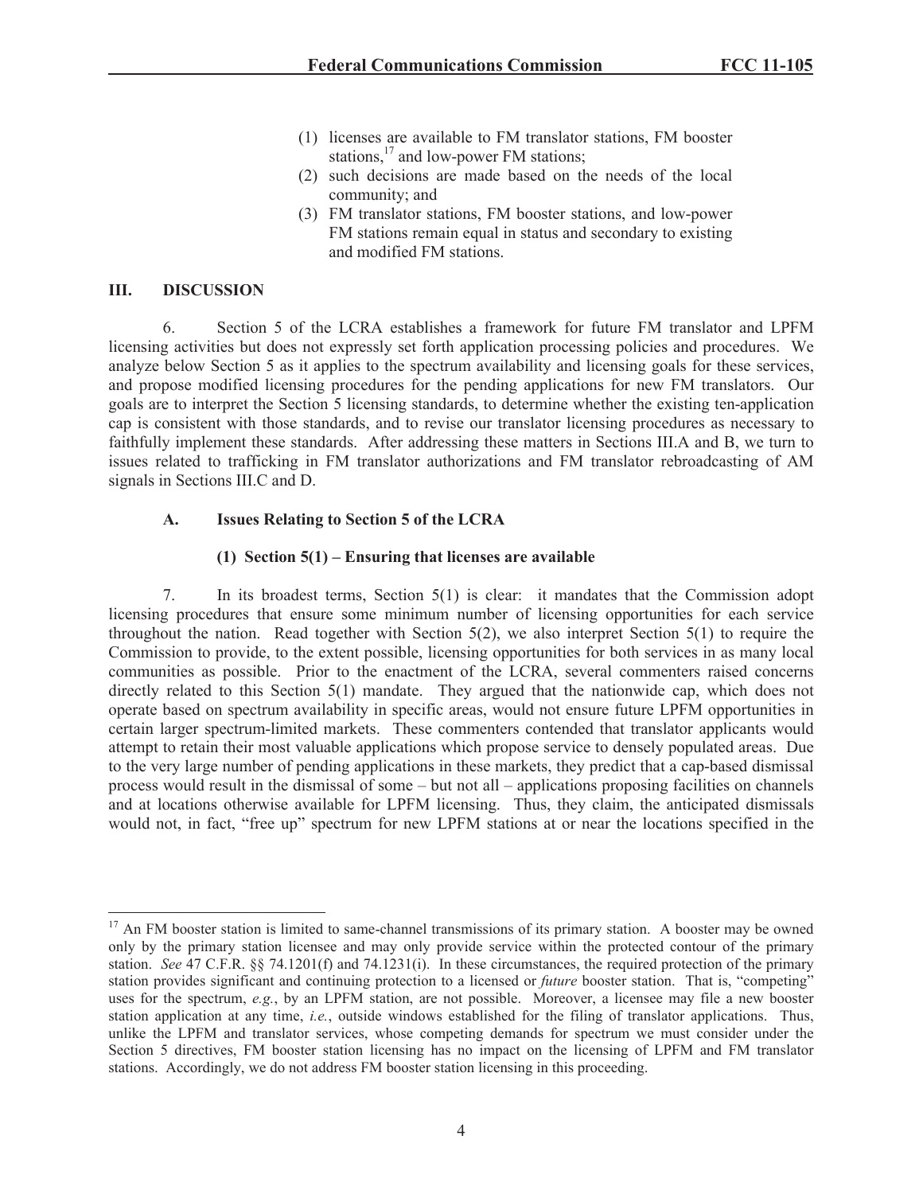(1) licenses are available to FM translator stations, FM booster stations,[17] and low-power FM stations;

(2) such decisions are made based on the needs of the local community; and

(3) FM translator stations, FM booster stations, and low-power FM stations remain equal in status and secondary to existing and modified FM stations.

## III. DISCUSSION

6. Section 5 of the LCRA establishes a framework for future FM translator and LPFM licensing activities but does not expressly set forth application processing policies and procedures. We analyze below Section 5 as it applies to the spectrum availability and licensing goals for these services, and propose modified licensing procedures for the pending applications for new FM translators. Our goals are to interpret the Section 5 licensing standards, to determine whether the existing ten-application cap is consistent with those standards, and to revise our translator licensing procedures as necessary to faithfully implement these standards. After addressing these matters in Sections III.A and B, we turn to issues related to trafficking in FM translator authorizations and FM translator rebroadcasting of AM signals in Sections III.C and D.

### A. Issues Relating to Section 5 of the LCRA

#### (1) Section 5(1) – Ensuring that licenses are available

7. In its broadest terms, Section 5(1) is clear: it mandates that the Commission adopt licensing procedures that ensure some minimum number of licensing opportunities for each service throughout the nation. Read together with Section 5(2), we also interpret Section 5(1) to require the Commission to provide, to the extent possible, licensing opportunities for both services in as many local communities as possible. Prior to the enactment of the LCRA, several commenters raised concerns directly related to this Section 5(1) mandate. They argued that the nationwide cap, which does not operate based on spectrum availability in specific areas, would not ensure future LPFM opportunities in certain larger spectrum-limited markets. These commenters contended that translator applicants would attempt to retain their most valuable applications which propose service to densely populated areas. Due to the very large number of pending applications in these markets, they predict that a cap-based dismissal process would result in the dismissal of some – but not all – applications proposing facilities on channels and at locations otherwise available for LPFM licensing. Thus, they claim, the anticipated dismissals would not, in fact, "free up" spectrum for new LPFM stations at or near the locations specified in the

---

[17] An FM booster station is limited to same-channel transmissions of its primary station. A booster may be owned only by the primary station licensee and may only provide service within the protected contour of the primary station. *See* 47 C.F.R. §§ 74.1201(f) and 74.1231(i). In these circumstances, the required protection of the primary station provides significant and continuing protection to a licensed or *future* booster station. That is, "competing" uses for the spectrum, *e.g.*, by an LPFM station, are not possible. Moreover, a licensee may file a new booster station application at any time, *i.e.*, outside windows established for the filing of translator applications. Thus, unlike the LPFM and translator services, whose competing demands for spectrum we must consider under the Section 5 directives, FM booster station licensing has no impact on the licensing of LPFM and FM translator stations. Accordingly, we do not address FM booster station licensing in this proceeding.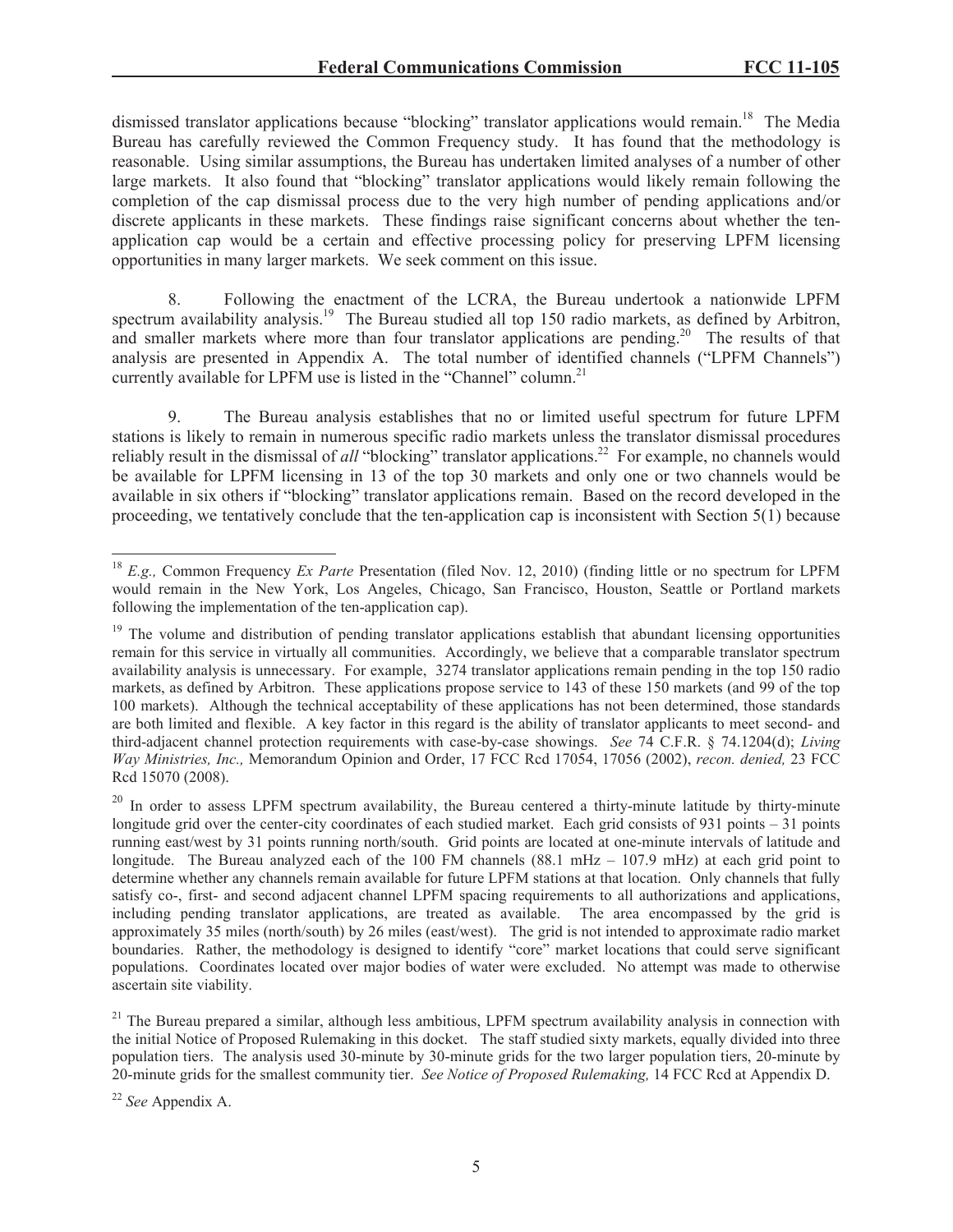dismissed translator applications because "blocking" translator applications would remain.[18] The Media Bureau has carefully reviewed the Common Frequency study. It has found that the methodology is reasonable. Using similar assumptions, the Bureau has undertaken limited analyses of a number of other large markets. It also found that "blocking" translator applications would likely remain following the completion of the cap dismissal process due to the very high number of pending applications and/or discrete applicants in these markets. These findings raise significant concerns about whether the ten-application cap would be a certain and effective processing policy for preserving LPFM licensing opportunities in many larger markets. We seek comment on this issue.

8. Following the enactment of the LCRA, the Bureau undertook a nationwide LPFM spectrum availability analysis.[19] The Bureau studied all top 150 radio markets, as defined by Arbitron, and smaller markets where more than four translator applications are pending.[20] The results of that analysis are presented in Appendix A. The total number of identified channels ("LPFM Channels") currently available for LPFM use is listed in the "Channel" column.[21]

9. The Bureau analysis establishes that no or limited useful spectrum for future LPFM stations is likely to remain in numerous specific radio markets unless the translator dismissal procedures reliably result in the dismissal of *all* "blocking" translator applications.[22] For example, no channels would be available for LPFM licensing in 13 of the top 30 markets and only one or two channels would be available in six others if "blocking" translator applications remain. Based on the record developed in the proceeding, we tentatively conclude that the ten-application cap is inconsistent with Section 5(1) because

---

[18] *E.g.,* Common Frequency *Ex Parte* Presentation (filed Nov. 12, 2010) (finding little or no spectrum for LPFM would remain in the New York, Los Angeles, Chicago, San Francisco, Houston, Seattle or Portland markets following the implementation of the ten-application cap).

[19] The volume and distribution of pending translator applications establish that abundant licensing opportunities remain for this service in virtually all communities. Accordingly, we believe that a comparable translator spectrum availability analysis is unnecessary. For example, 3274 translator applications remain pending in the top 150 radio markets, as defined by Arbitron. These applications propose service to 143 of these 150 markets (and 99 of the top 100 markets). Although the technical acceptability of these applications has not been determined, those standards are both limited and flexible. A key factor in this regard is the ability of translator applicants to meet second- and third-adjacent channel protection requirements with case-by-case showings. *See* 74 C.F.R. § 74.1204(d); *Living Way Ministries, Inc.,* Memorandum Opinion and Order, 17 FCC Rcd 17054, 17056 (2002), *recon. denied,* 23 FCC Rcd 15070 (2008).

[20] In order to assess LPFM spectrum availability, the Bureau centered a thirty-minute latitude by thirty-minute longitude grid over the center-city coordinates of each studied market. Each grid consists of 931 points – 31 points running east/west by 31 points running north/south. Grid points are located at one-minute intervals of latitude and longitude. The Bureau analyzed each of the 100 FM channels (88.1 mHz – 107.9 mHz) at each grid point to determine whether any channels remain available for future LPFM stations at that location. Only channels that fully satisfy co-, first- and second adjacent channel LPFM spacing requirements to all authorizations and applications, including pending translator applications, are treated as available. The area encompassed by the grid is approximately 35 miles (north/south) by 26 miles (east/west). The grid is not intended to approximate radio market boundaries. Rather, the methodology is designed to identify "core" market locations that could serve significant populations. Coordinates located over major bodies of water were excluded. No attempt was made to otherwise ascertain site viability.

[21] The Bureau prepared a similar, although less ambitious, LPFM spectrum availability analysis in connection with the initial Notice of Proposed Rulemaking in this docket. The staff studied sixty markets, equally divided into three population tiers. The analysis used 30-minute by 30-minute grids for the two larger population tiers, 20-minute by 20-minute grids for the smallest community tier. *See Notice of Proposed Rulemaking,* 14 FCC Rcd at Appendix D.

[22] *See* Appendix A.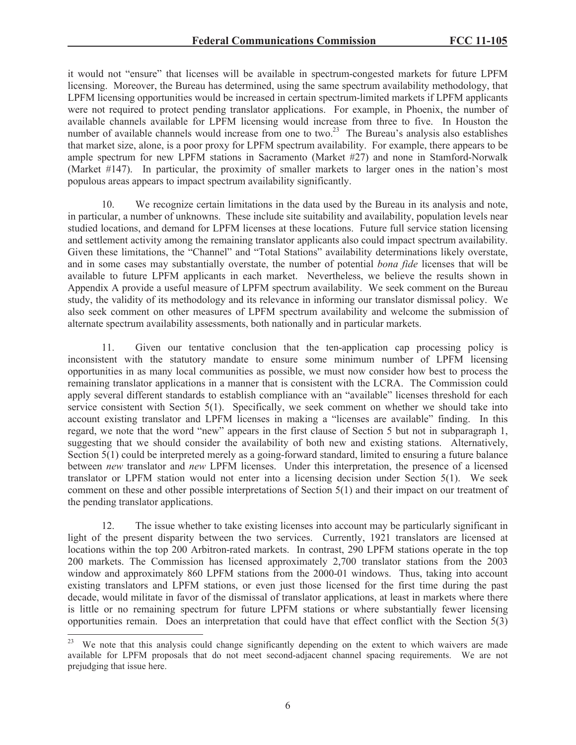it would not "ensure" that licenses will be available in spectrum-congested markets for future LPFM licensing. Moreover, the Bureau has determined, using the same spectrum availability methodology, that LPFM licensing opportunities would be increased in certain spectrum-limited markets if LPFM applicants were not required to protect pending translator applications. For example, in Phoenix, the number of available channels available for LPFM licensing would increase from three to five. In Houston the number of available channels would increase from one to two.[23] The Bureau's analysis also establishes that market size, alone, is a poor proxy for LPFM spectrum availability. For example, there appears to be ample spectrum for new LPFM stations in Sacramento (Market #27) and none in Stamford-Norwalk (Market #147). In particular, the proximity of smaller markets to larger ones in the nation's most populous areas appears to impact spectrum availability significantly.

10. We recognize certain limitations in the data used by the Bureau in its analysis and note, in particular, a number of unknowns. These include site suitability and availability, population levels near studied locations, and demand for LPFM licenses at these locations. Future full service station licensing and settlement activity among the remaining translator applicants also could impact spectrum availability. Given these limitations, the "Channel" and "Total Stations" availability determinations likely overstate, and in some cases may substantially overstate, the number of potential *bona fide* licenses that will be available to future LPFM applicants in each market. Nevertheless, we believe the results shown in Appendix A provide a useful measure of LPFM spectrum availability. We seek comment on the Bureau study, the validity of its methodology and its relevance in informing our translator dismissal policy. We also seek comment on other measures of LPFM spectrum availability and welcome the submission of alternate spectrum availability assessments, both nationally and in particular markets.

11. Given our tentative conclusion that the ten-application cap processing policy is inconsistent with the statutory mandate to ensure some minimum number of LPFM licensing opportunities in as many local communities as possible, we must now consider how best to process the remaining translator applications in a manner that is consistent with the LCRA. The Commission could apply several different standards to establish compliance with an "available" licenses threshold for each service consistent with Section 5(1). Specifically, we seek comment on whether we should take into account existing translator and LPFM licenses in making a "licenses are available" finding. In this regard, we note that the word "new" appears in the first clause of Section 5 but not in subparagraph 1, suggesting that we should consider the availability of both new and existing stations. Alternatively, Section 5(1) could be interpreted merely as a going-forward standard, limited to ensuring a future balance between *new* translator and *new* LPFM licenses. Under this interpretation, the presence of a licensed translator or LPFM station would not enter into a licensing decision under Section 5(1). We seek comment on these and other possible interpretations of Section 5(1) and their impact on our treatment of the pending translator applications.

12. The issue whether to take existing licenses into account may be particularly significant in light of the present disparity between the two services. Currently, 1921 translators are licensed at locations within the top 200 Arbitron-rated markets. In contrast, 290 LPFM stations operate in the top 200 markets. The Commission has licensed approximately 2,700 translator stations from the 2003 window and approximately 860 LPFM stations from the 2000-01 windows. Thus, taking into account existing translators and LPFM stations, or even just those licensed for the first time during the past decade, would militate in favor of the dismissal of translator applications, at least in markets where there is little or no remaining spectrum for future LPFM stations or where substantially fewer licensing opportunities remain. Does an interpretation that could have that effect conflict with the Section 5(3)

[23] We note that this analysis could change significantly depending on the extent to which waivers are made available for LPFM proposals that do not meet second-adjacent channel spacing requirements. We are not prejudging that issue here.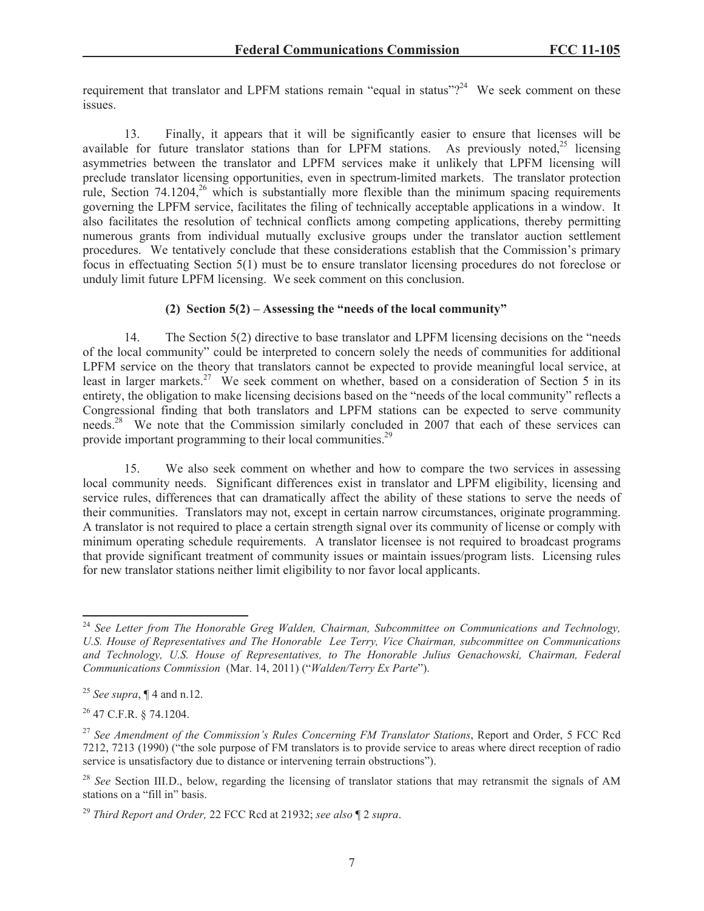requirement that translator and LPFM stations remain "equal in status"?[24] We seek comment on these issues.

13. Finally, it appears that it will be significantly easier to ensure that licenses will be available for future translator stations than for LPFM stations. As previously noted,[25] licensing asymmetries between the translator and LPFM services make it unlikely that LPFM licensing will preclude translator licensing opportunities, even in spectrum-limited markets. The translator protection rule, Section 74.1204,[26] which is substantially more flexible than the minimum spacing requirements governing the LPFM service, facilitates the filing of technically acceptable applications in a window. It also facilitates the resolution of technical conflicts among competing applications, thereby permitting numerous grants from individual mutually exclusive groups under the translator auction settlement procedures. We tentatively conclude that these considerations establish that the Commission's primary focus in effectuating Section 5(1) must be to ensure translator licensing procedures do not foreclose or unduly limit future LPFM licensing. We seek comment on this conclusion.

**(2) Section 5(2) – Assessing the "needs of the local community"**

14. The Section 5(2) directive to base translator and LPFM licensing decisions on the "needs of the local community" could be interpreted to concern solely the needs of communities for additional LPFM service on the theory that translators cannot be expected to provide meaningful local service, at least in larger markets.[27] We seek comment on whether, based on a consideration of Section 5 in its entirety, the obligation to make licensing decisions based on the "needs of the local community" reflects a Congressional finding that both translators and LPFM stations can be expected to serve community needs.[28] We note that the Commission similarly concluded in 2007 that each of these services can provide important programming to their local communities.[29]

15. We also seek comment on whether and how to compare the two services in assessing local community needs. Significant differences exist in translator and LPFM eligibility, licensing and service rules, differences that can dramatically affect the ability of these stations to serve the needs of their communities. Translators may not, except in certain narrow circumstances, originate programming. A translator is not required to place a certain strength signal over its community of license or comply with minimum operating schedule requirements. A translator licensee is not required to broadcast programs that provide significant treatment of community issues or maintain issues/program lists. Licensing rules for new translator stations neither limit eligibility to nor favor local applicants.

---

[24] *See Letter from The Honorable Greg Walden, Chairman, Subcommittee on Communications and Technology, U.S. House of Representatives and The Honorable Lee Terry, Vice Chairman, subcommittee on Communications and Technology, U.S. House of Representatives, to The Honorable Julius Genachowski, Chairman, Federal Communications Commission* (Mar. 14, 2011) ("*Walden/Terry Ex Parte*").

[25] *See supra*, ¶ 4 and n.12.

[26] 47 C.F.R. § 74.1204.

[27] *See Amendment of the Commission's Rules Concerning FM Translator Stations*, Report and Order, 5 FCC Rcd 7212, 7213 (1990) ("the sole purpose of FM translators is to provide service to areas where direct reception of radio service is unsatisfactory due to distance or intervening terrain obstructions").

[28] *See* Section III.D., below, regarding the licensing of translator stations that may retransmit the signals of AM stations on a "fill in" basis.

[29] *Third Report and Order,* 22 FCC Rcd at 21932; *see also* ¶ 2 *supra*.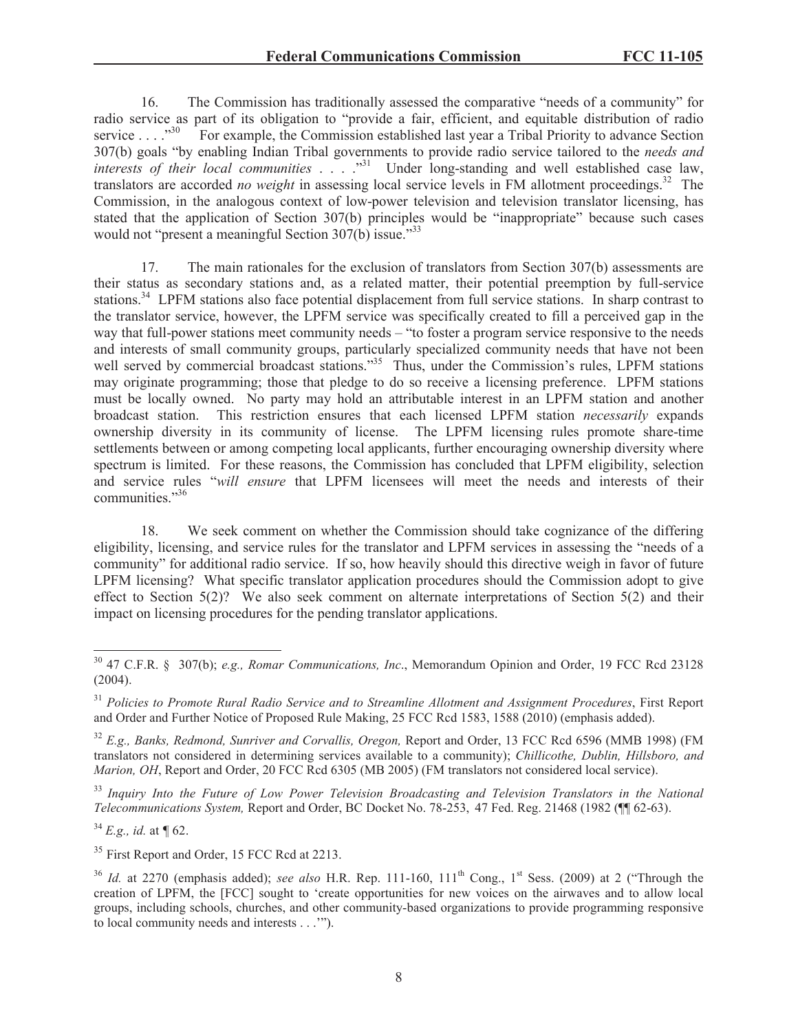16. The Commission has traditionally assessed the comparative "needs of a community" for radio service as part of its obligation to "provide a fair, efficient, and equitable distribution of radio service . . . ."[30] For example, the Commission established last year a Tribal Priority to advance Section 307(b) goals "by enabling Indian Tribal governments to provide radio service tailored to the *needs and interests of their local communities* . . . ."[31] Under long-standing and well established case law, translators are accorded *no weight* in assessing local service levels in FM allotment proceedings.[32] The Commission, in the analogous context of low-power television and television translator licensing, has stated that the application of Section 307(b) principles would be "inappropriate" because such cases would not "present a meaningful Section 307(b) issue."[33]

17. The main rationales for the exclusion of translators from Section 307(b) assessments are their status as secondary stations and, as a related matter, their potential preemption by full-service stations.[34] LPFM stations also face potential displacement from full service stations. In sharp contrast to the translator service, however, the LPFM service was specifically created to fill a perceived gap in the way that full-power stations meet community needs – "to foster a program service responsive to the needs and interests of small community groups, particularly specialized community needs that have not been well served by commercial broadcast stations."[35] Thus, under the Commission's rules, LPFM stations may originate programming; those that pledge to do so receive a licensing preference. LPFM stations must be locally owned. No party may hold an attributable interest in an LPFM station and another broadcast station. This restriction ensures that each licensed LPFM station *necessarily* expands ownership diversity in its community of license. The LPFM licensing rules promote share-time settlements between or among competing local applicants, further encouraging ownership diversity where spectrum is limited. For these reasons, the Commission has concluded that LPFM eligibility, selection and service rules "*will ensure* that LPFM licensees will meet the needs and interests of their communities."[36]

18. We seek comment on whether the Commission should take cognizance of the differing eligibility, licensing, and service rules for the translator and LPFM services in assessing the "needs of a community" for additional radio service. If so, how heavily should this directive weigh in favor of future LPFM licensing? What specific translator application procedures should the Commission adopt to give effect to Section 5(2)? We also seek comment on alternate interpretations of Section 5(2) and their impact on licensing procedures for the pending translator applications.

---

[30] 47 C.F.R. § 307(b); *e.g., Romar Communications, Inc*., Memorandum Opinion and Order, 19 FCC Rcd 23128 (2004).

[31] *Policies to Promote Rural Radio Service and to Streamline Allotment and Assignment Procedures*, First Report and Order and Further Notice of Proposed Rule Making, 25 FCC Rcd 1583, 1588 (2010) (emphasis added).

[32] *E.g., Banks, Redmond, Sunriver and Corvallis, Oregon,* Report and Order, 13 FCC Rcd 6596 (MMB 1998) (FM translators not considered in determining services available to a community); *Chillicothe, Dublin, Hillsboro, and Marion, OH*, Report and Order, 20 FCC Rcd 6305 (MB 2005) (FM translators not considered local service).

[33] *Inquiry Into the Future of Low Power Television Broadcasting and Television Translators in the National Telecommunications System,* Report and Order, BC Docket No. 78-253, 47 Fed. Reg. 21468 (1982 (¶¶ 62-63).

[34] *E.g., id.* at ¶ 62.

[35] First Report and Order, 15 FCC Rcd at 2213.

[36] *Id.* at 2270 (emphasis added); *see also* H.R. Rep. 111-160, 111th Cong., 1st Sess. (2009) at 2 ("Through the creation of LPFM, the [FCC] sought to 'create opportunities for new voices on the airwaves and to allow local groups, including schools, churches, and other community-based organizations to provide programming responsive to local community needs and interests . . .'").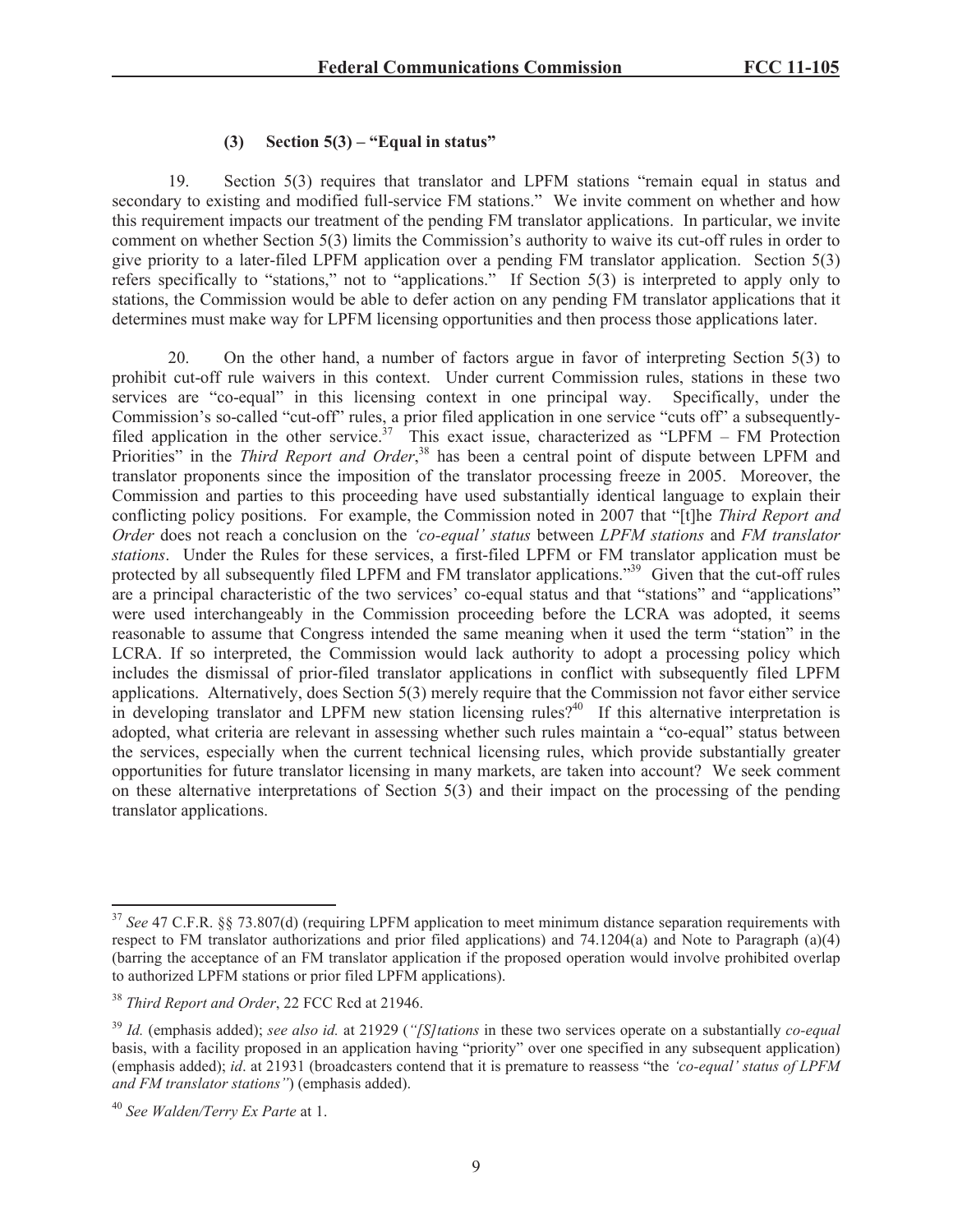#### (3) Section 5(3) – "Equal in status"

19. Section 5(3) requires that translator and LPFM stations "remain equal in status and secondary to existing and modified full-service FM stations." We invite comment on whether and how this requirement impacts our treatment of the pending FM translator applications. In particular, we invite comment on whether Section 5(3) limits the Commission's authority to waive its cut-off rules in order to give priority to a later-filed LPFM application over a pending FM translator application. Section 5(3) refers specifically to "stations," not to "applications." If Section 5(3) is interpreted to apply only to stations, the Commission would be able to defer action on any pending FM translator applications that it determines must make way for LPFM licensing opportunities and then process those applications later.

20. On the other hand, a number of factors argue in favor of interpreting Section 5(3) to prohibit cut-off rule waivers in this context. Under current Commission rules, stations in these two services are "co-equal" in this licensing context in one principal way. Specifically, under the Commission's so-called "cut-off" rules, a prior filed application in one service "cuts off" a subsequently-filed application in the other service.[37] This exact issue, characterized as "LPFM – FM Protection Priorities" in the *Third Report and Order*,[38] has been a central point of dispute between LPFM and translator proponents since the imposition of the translator processing freeze in 2005. Moreover, the Commission and parties to this proceeding have used substantially identical language to explain their conflicting policy positions. For example, the Commission noted in 2007 that "[t]he *Third Report and Order* does not reach a conclusion on the *'co-equal' status* between *LPFM stations* and *FM translator stations*. Under the Rules for these services, a first-filed LPFM or FM translator application must be protected by all subsequently filed LPFM and FM translator applications."[39] Given that the cut-off rules are a principal characteristic of the two services' co-equal status and that "stations" and "applications" were used interchangeably in the Commission proceeding before the LCRA was adopted, it seems reasonable to assume that Congress intended the same meaning when it used the term "station" in the LCRA. If so interpreted, the Commission would lack authority to adopt a processing policy which includes the dismissal of prior-filed translator applications in conflict with subsequently filed LPFM applications. Alternatively, does Section 5(3) merely require that the Commission not favor either service in developing translator and LPFM new station licensing rules?[40] If this alternative interpretation is adopted, what criteria are relevant in assessing whether such rules maintain a "co-equal" status between the services, especially when the current technical licensing rules, which provide substantially greater opportunities for future translator licensing in many markets, are taken into account? We seek comment on these alternative interpretations of Section 5(3) and their impact on the processing of the pending translator applications.

---

[37] *See* 47 C.F.R. §§ 73.807(d) (requiring LPFM application to meet minimum distance separation requirements with respect to FM translator authorizations and prior filed applications) and 74.1204(a) and Note to Paragraph (a)(4) (barring the acceptance of an FM translator application if the proposed operation would involve prohibited overlap to authorized LPFM stations or prior filed LPFM applications).

[38] *Third Report and Order*, 22 FCC Rcd at 21946.

[39] *Id.* (emphasis added); *see also id.* at 21929 (*"[S]tations* in these two services operate on a substantially *co-equal* basis, with a facility proposed in an application having "priority" over one specified in any subsequent application) (emphasis added); *id*. at 21931 (broadcasters contend that it is premature to reassess "the *'co-equal' status of LPFM and FM translator stations"*) (emphasis added).

[40] *See Walden/Terry Ex Parte* at 1.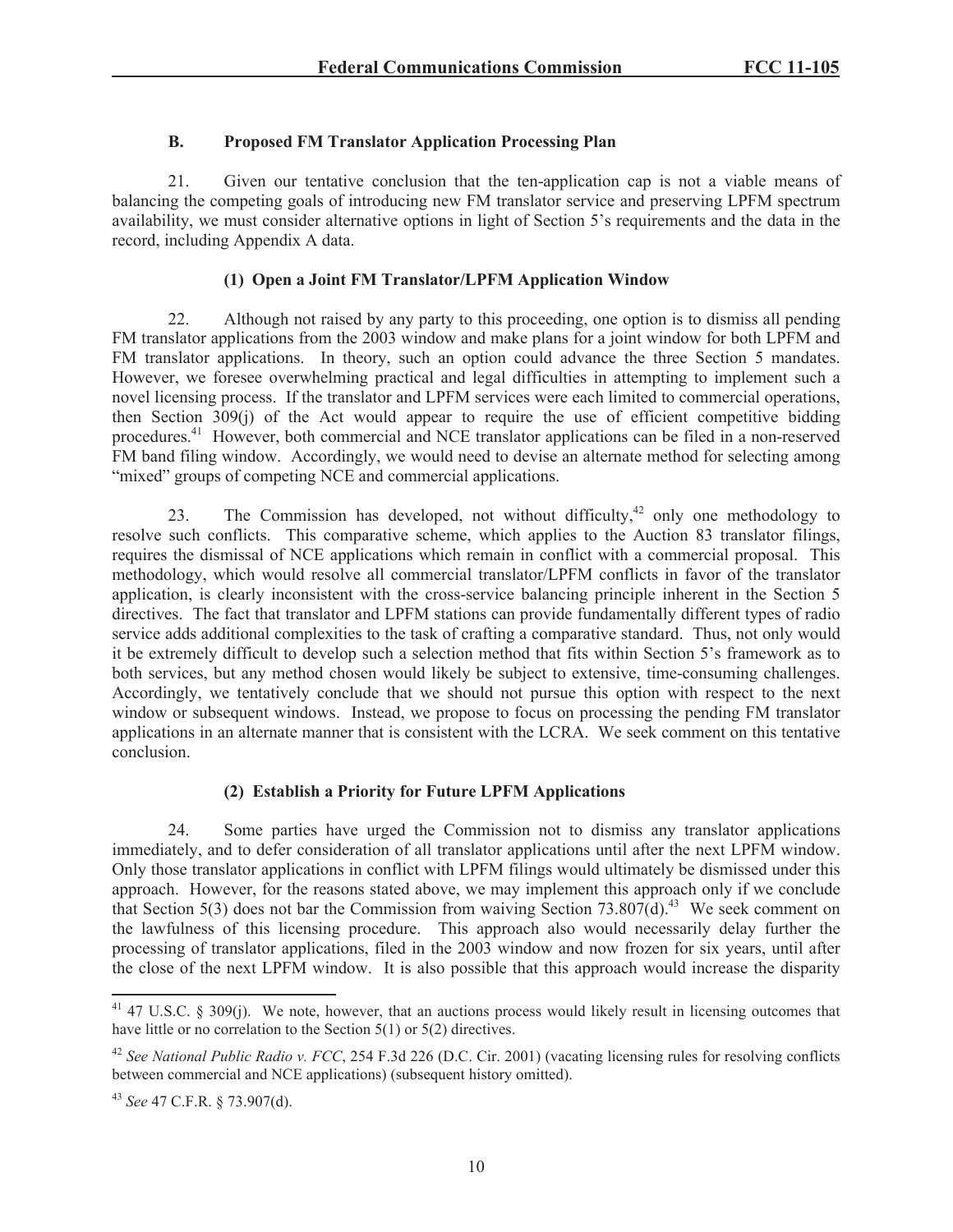### B. Proposed FM Translator Application Processing Plan

21. Given our tentative conclusion that the ten-application cap is not a viable means of balancing the competing goals of introducing new FM translator service and preserving LPFM spectrum availability, we must consider alternative options in light of Section 5's requirements and the data in the record, including Appendix A data.

#### (1) Open a Joint FM Translator/LPFM Application Window

22. Although not raised by any party to this proceeding, one option is to dismiss all pending FM translator applications from the 2003 window and make plans for a joint window for both LPFM and FM translator applications. In theory, such an option could advance the three Section 5 mandates. However, we foresee overwhelming practical and legal difficulties in attempting to implement such a novel licensing process. If the translator and LPFM services were each limited to commercial operations, then Section 309(j) of the Act would appear to require the use of efficient competitive bidding procedures.[41] However, both commercial and NCE translator applications can be filed in a non-reserved FM band filing window. Accordingly, we would need to devise an alternate method for selecting among "mixed" groups of competing NCE and commercial applications.

23. The Commission has developed, not without difficulty,[42] only one methodology to resolve such conflicts. This comparative scheme, which applies to the Auction 83 translator filings, requires the dismissal of NCE applications which remain in conflict with a commercial proposal. This methodology, which would resolve all commercial translator/LPFM conflicts in favor of the translator application, is clearly inconsistent with the cross-service balancing principle inherent in the Section 5 directives. The fact that translator and LPFM stations can provide fundamentally different types of radio service adds additional complexities to the task of crafting a comparative standard. Thus, not only would it be extremely difficult to develop such a selection method that fits within Section 5's framework as to both services, but any method chosen would likely be subject to extensive, time-consuming challenges. Accordingly, we tentatively conclude that we should not pursue this option with respect to the next window or subsequent windows. Instead, we propose to focus on processing the pending FM translator applications in an alternate manner that is consistent with the LCRA. We seek comment on this tentative conclusion.

#### (2) Establish a Priority for Future LPFM Applications

24. Some parties have urged the Commission not to dismiss any translator applications immediately, and to defer consideration of all translator applications until after the next LPFM window. Only those translator applications in conflict with LPFM filings would ultimately be dismissed under this approach. However, for the reasons stated above, we may implement this approach only if we conclude that Section 5(3) does not bar the Commission from waiving Section 73.807(d).[43] We seek comment on the lawfulness of this licensing procedure. This approach also would necessarily delay further the processing of translator applications, filed in the 2003 window and now frozen for six years, until after the close of the next LPFM window. It is also possible that this approach would increase the disparity

---

[41] 47 U.S.C. § 309(j). We note, however, that an auctions process would likely result in licensing outcomes that have little or no correlation to the Section 5(1) or 5(2) directives.

[42] *See National Public Radio v. FCC*, 254 F.3d 226 (D.C. Cir. 2001) (vacating licensing rules for resolving conflicts between commercial and NCE applications) (subsequent history omitted).

[43] *See* 47 C.F.R. § 73.907(d).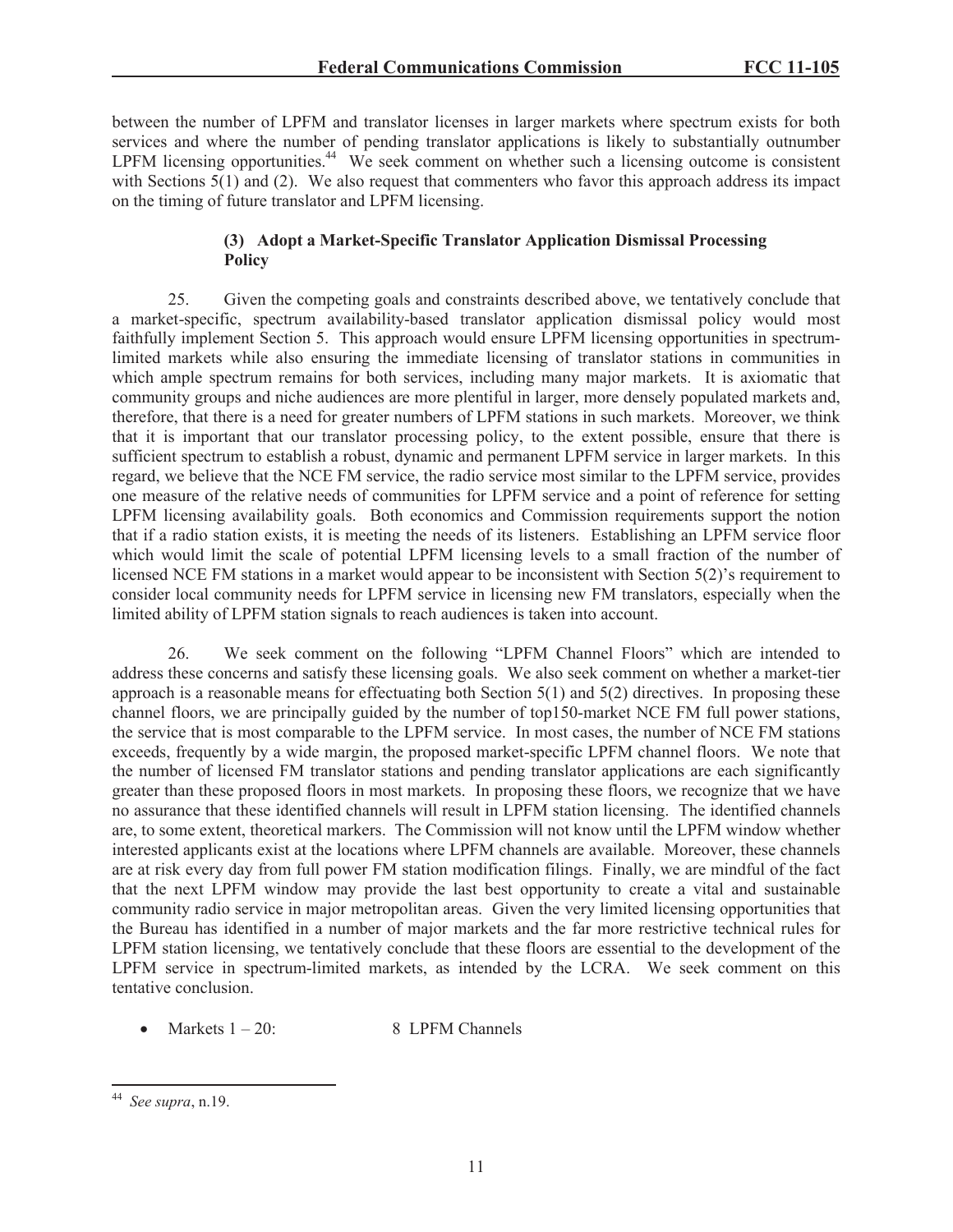between the number of LPFM and translator licenses in larger markets where spectrum exists for both services and where the number of pending translator applications is likely to substantially outnumber LPFM licensing opportunities.[44] We seek comment on whether such a licensing outcome is consistent with Sections 5(1) and (2). We also request that commenters who favor this approach address its impact on the timing of future translator and LPFM licensing.

#### (3) Adopt a Market-Specific Translator Application Dismissal Processing Policy

25. Given the competing goals and constraints described above, we tentatively conclude that a market-specific, spectrum availability-based translator application dismissal policy would most faithfully implement Section 5. This approach would ensure LPFM licensing opportunities in spectrum-limited markets while also ensuring the immediate licensing of translator stations in communities in which ample spectrum remains for both services, including many major markets. It is axiomatic that community groups and niche audiences are more plentiful in larger, more densely populated markets and, therefore, that there is a need for greater numbers of LPFM stations in such markets. Moreover, we think that it is important that our translator processing policy, to the extent possible, ensure that there is sufficient spectrum to establish a robust, dynamic and permanent LPFM service in larger markets. In this regard, we believe that the NCE FM service, the radio service most similar to the LPFM service, provides one measure of the relative needs of communities for LPFM service and a point of reference for setting LPFM licensing availability goals. Both economics and Commission requirements support the notion that if a radio station exists, it is meeting the needs of its listeners. Establishing an LPFM service floor which would limit the scale of potential LPFM licensing levels to a small fraction of the number of licensed NCE FM stations in a market would appear to be inconsistent with Section 5(2)'s requirement to consider local community needs for LPFM service in licensing new FM translators, especially when the limited ability of LPFM station signals to reach audiences is taken into account.

26. We seek comment on the following "LPFM Channel Floors" which are intended to address these concerns and satisfy these licensing goals. We also seek comment on whether a market-tier approach is a reasonable means for effectuating both Section 5(1) and 5(2) directives. In proposing these channel floors, we are principally guided by the number of top150-market NCE FM full power stations, the service that is most comparable to the LPFM service. In most cases, the number of NCE FM stations exceeds, frequently by a wide margin, the proposed market-specific LPFM channel floors. We note that the number of licensed FM translator stations and pending translator applications are each significantly greater than these proposed floors in most markets. In proposing these floors, we recognize that we have no assurance that these identified channels will result in LPFM station licensing. The identified channels are, to some extent, theoretical markers. The Commission will not know until the LPFM window whether interested applicants exist at the locations where LPFM channels are available. Moreover, these channels are at risk every day from full power FM station modification filings. Finally, we are mindful of the fact that the next LPFM window may provide the last best opportunity to create a vital and sustainable community radio service in major metropolitan areas. Given the very limited licensing opportunities that the Bureau has identified in a number of major markets and the far more restrictive technical rules for LPFM station licensing, we tentatively conclude that these floors are essential to the development of the LPFM service in spectrum-limited markets, as intended by the LCRA. We seek comment on this tentative conclusion.

- Markets 1 – 20: 8 LPFM Channels

---

[44] *See supra*, n.19.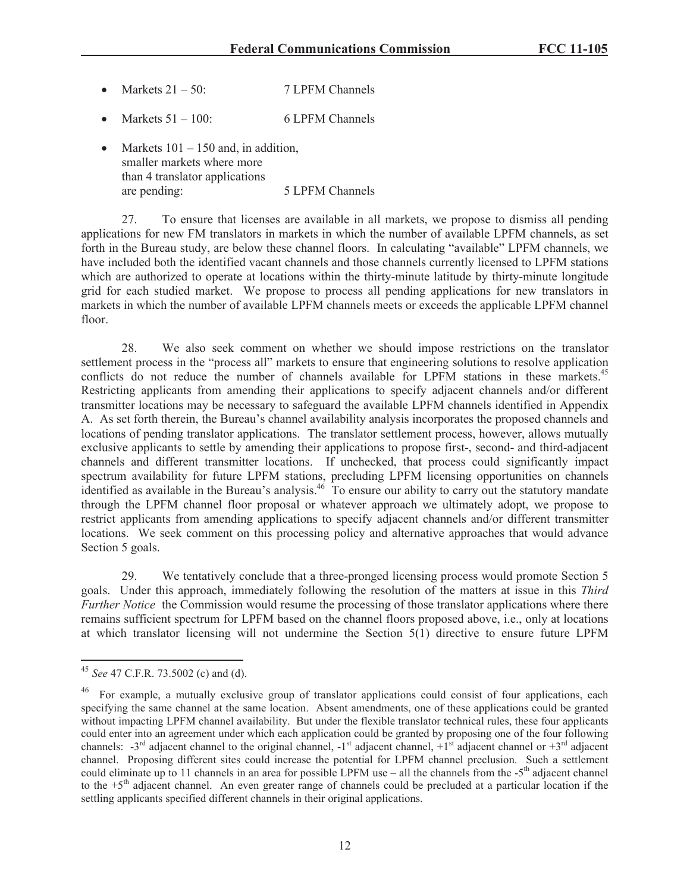- Markets 21 – 50: 7 LPFM Channels

- Markets 51 – 100: 6 LPFM Channels

- Markets 101 – 150 and, in addition, smaller markets where more than 4 translator applications are pending: 5 LPFM Channels

27. To ensure that licenses are available in all markets, we propose to dismiss all pending applications for new FM translators in markets in which the number of available LPFM channels, as set forth in the Bureau study, are below these channel floors. In calculating "available" LPFM channels, we have included both the identified vacant channels and those channels currently licensed to LPFM stations which are authorized to operate at locations within the thirty-minute latitude by thirty-minute longitude grid for each studied market. We propose to process all pending applications for new translators in markets in which the number of available LPFM channels meets or exceeds the applicable LPFM channel floor.

28. We also seek comment on whether we should impose restrictions on the translator settlement process in the "process all" markets to ensure that engineering solutions to resolve application conflicts do not reduce the number of channels available for LPFM stations in these markets.[45] Restricting applicants from amending their applications to specify adjacent channels and/or different transmitter locations may be necessary to safeguard the available LPFM channels identified in Appendix A. As set forth therein, the Bureau's channel availability analysis incorporates the proposed channels and locations of pending translator applications. The translator settlement process, however, allows mutually exclusive applicants to settle by amending their applications to propose first-, second- and third-adjacent channels and different transmitter locations. If unchecked, that process could significantly impact spectrum availability for future LPFM stations, precluding LPFM licensing opportunities on channels identified as available in the Bureau's analysis.[46] To ensure our ability to carry out the statutory mandate through the LPFM channel floor proposal or whatever approach we ultimately adopt, we propose to restrict applicants from amending applications to specify adjacent channels and/or different transmitter locations. We seek comment on this processing policy and alternative approaches that would advance Section 5 goals.

29. We tentatively conclude that a three-pronged licensing process would promote Section 5 goals. Under this approach, immediately following the resolution of the matters at issue in this *Third Further Notice* the Commission would resume the processing of those translator applications where there remains sufficient spectrum for LPFM based on the channel floors proposed above, i.e., only at locations at which translator licensing will not undermine the Section 5(1) directive to ensure future LPFM

---

[45] *See* 47 C.F.R. 73.5002 (c) and (d).

[46] For example, a mutually exclusive group of translator applications could consist of four applications, each specifying the same channel at the same location. Absent amendments, one of these applications could be granted without impacting LPFM channel availability. But under the flexible translator technical rules, these four applicants could enter into an agreement under which each application could be granted by proposing one of the four following channels: -3rd adjacent channel to the original channel, -1st adjacent channel, +1st adjacent channel or +3rd adjacent channel. Proposing different sites could increase the potential for LPFM channel preclusion. Such a settlement could eliminate up to 11 channels in an area for possible LPFM use – all the channels from the -5th adjacent channel to the +5th adjacent channel. An even greater range of channels could be precluded at a particular location if the settling applicants specified different channels in their original applications.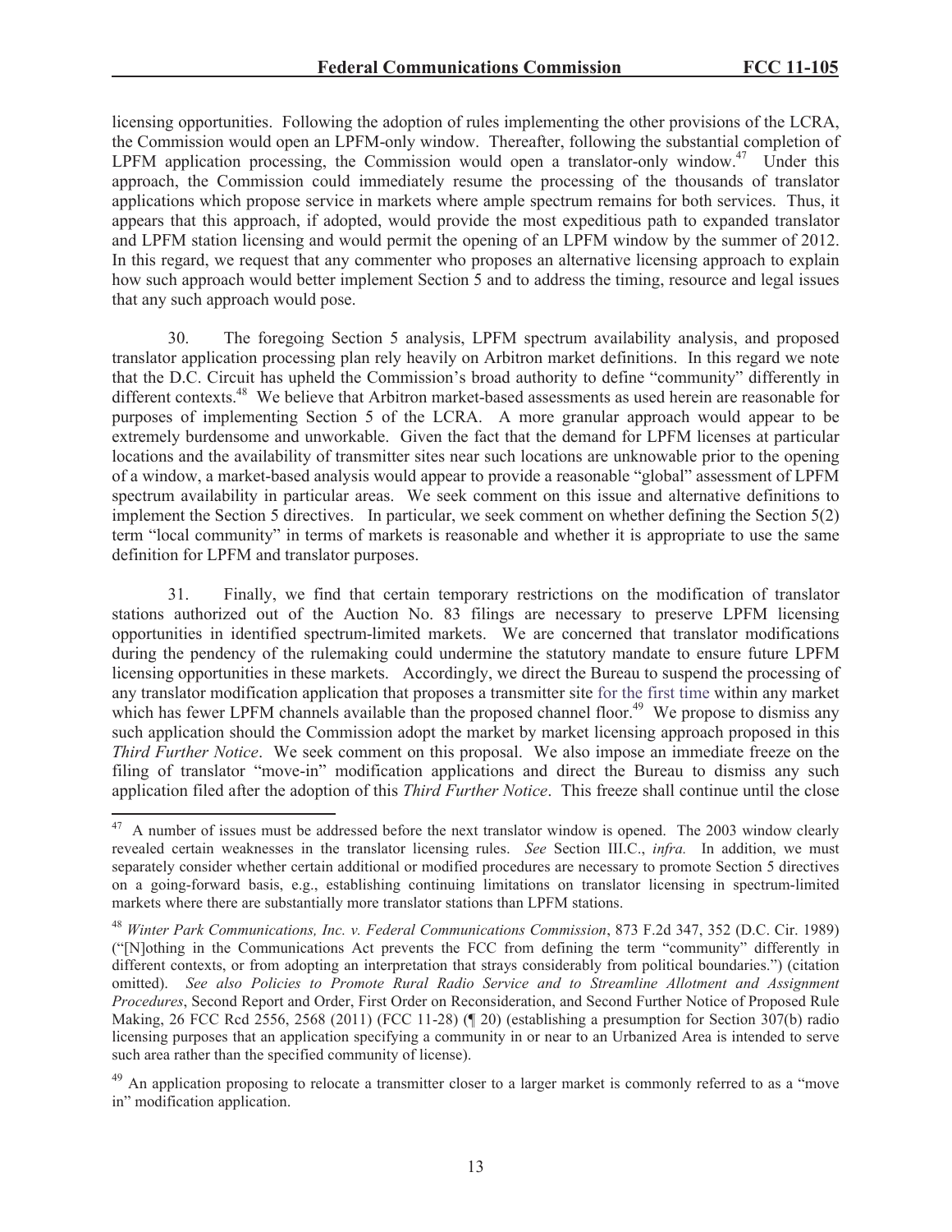licensing opportunities. Following the adoption of rules implementing the other provisions of the LCRA, the Commission would open an LPFM-only window. Thereafter, following the substantial completion of LPFM application processing, the Commission would open a translator-only window.[47] Under this approach, the Commission could immediately resume the processing of the thousands of translator applications which propose service in markets where ample spectrum remains for both services. Thus, it appears that this approach, if adopted, would provide the most expeditious path to expanded translator and LPFM station licensing and would permit the opening of an LPFM window by the summer of 2012. In this regard, we request that any commenter who proposes an alternative licensing approach to explain how such approach would better implement Section 5 and to address the timing, resource and legal issues that any such approach would pose.

30. The foregoing Section 5 analysis, LPFM spectrum availability analysis, and proposed translator application processing plan rely heavily on Arbitron market definitions. In this regard we note that the D.C. Circuit has upheld the Commission's broad authority to define "community" differently in different contexts.[48] We believe that Arbitron market-based assessments as used herein are reasonable for purposes of implementing Section 5 of the LCRA. A more granular approach would appear to be extremely burdensome and unworkable. Given the fact that the demand for LPFM licenses at particular locations and the availability of transmitter sites near such locations are unknowable prior to the opening of a window, a market-based analysis would appear to provide a reasonable "global" assessment of LPFM spectrum availability in particular areas. We seek comment on this issue and alternative definitions to implement the Section 5 directives. In particular, we seek comment on whether defining the Section 5(2) term "local community" in terms of markets is reasonable and whether it is appropriate to use the same definition for LPFM and translator purposes.

31. Finally, we find that certain temporary restrictions on the modification of translator stations authorized out of the Auction No. 83 filings are necessary to preserve LPFM licensing opportunities in identified spectrum-limited markets. We are concerned that translator modifications during the pendency of the rulemaking could undermine the statutory mandate to ensure future LPFM licensing opportunities in these markets. Accordingly, we direct the Bureau to suspend the processing of any translator modification application that proposes a transmitter site for the first time within any market which has fewer LPFM channels available than the proposed channel floor.[49] We propose to dismiss any such application should the Commission adopt the market by market licensing approach proposed in this *Third Further Notice*. We seek comment on this proposal. We also impose an immediate freeze on the filing of translator "move-in" modification applications and direct the Bureau to dismiss any such application filed after the adoption of this *Third Further Notice*. This freeze shall continue until the close

---

[47] A number of issues must be addressed before the next translator window is opened. The 2003 window clearly revealed certain weaknesses in the translator licensing rules. *See* Section III.C., *infra.* In addition, we must separately consider whether certain additional or modified procedures are necessary to promote Section 5 directives on a going-forward basis, e.g., establishing continuing limitations on translator licensing in spectrum-limited markets where there are substantially more translator stations than LPFM stations.

[48] *Winter Park Communications, Inc. v. Federal Communications Commission*, 873 F.2d 347, 352 (D.C. Cir. 1989) ("[N]othing in the Communications Act prevents the FCC from defining the term "community" differently in different contexts, or from adopting an interpretation that strays considerably from political boundaries.") (citation omitted). *See also Policies to Promote Rural Radio Service and to Streamline Allotment and Assignment Procedures*, Second Report and Order, First Order on Reconsideration, and Second Further Notice of Proposed Rule Making, 26 FCC Rcd 2556, 2568 (2011) (FCC 11-28) (¶ 20) (establishing a presumption for Section 307(b) radio licensing purposes that an application specifying a community in or near to an Urbanized Area is intended to serve such area rather than the specified community of license).

[49] An application proposing to relocate a transmitter closer to a larger market is commonly referred to as a "move in" modification application.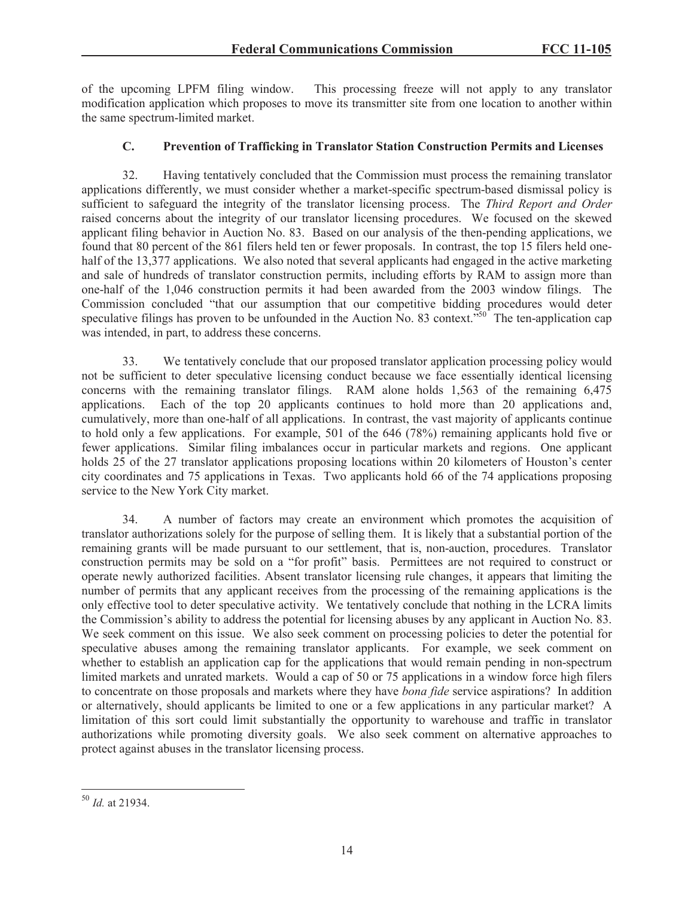of the upcoming LPFM filing window. This processing freeze will not apply to any translator modification application which proposes to move its transmitter site from one location to another within the same spectrum-limited market.

### C. Prevention of Trafficking in Translator Station Construction Permits and Licenses

32. Having tentatively concluded that the Commission must process the remaining translator applications differently, we must consider whether a market-specific spectrum-based dismissal policy is sufficient to safeguard the integrity of the translator licensing process. The *Third Report and Order* raised concerns about the integrity of our translator licensing procedures. We focused on the skewed applicant filing behavior in Auction No. 83. Based on our analysis of the then-pending applications, we found that 80 percent of the 861 filers held ten or fewer proposals. In contrast, the top 15 filers held one-half of the 13,377 applications. We also noted that several applicants had engaged in the active marketing and sale of hundreds of translator construction permits, including efforts by RAM to assign more than one-half of the 1,046 construction permits it had been awarded from the 2003 window filings. The Commission concluded "that our assumption that our competitive bidding procedures would deter speculative filings has proven to be unfounded in the Auction No. 83 context."[50] The ten-application cap was intended, in part, to address these concerns.

33. We tentatively conclude that our proposed translator application processing policy would not be sufficient to deter speculative licensing conduct because we face essentially identical licensing concerns with the remaining translator filings. RAM alone holds 1,563 of the remaining 6,475 applications. Each of the top 20 applicants continues to hold more than 20 applications and, cumulatively, more than one-half of all applications. In contrast, the vast majority of applicants continue to hold only a few applications. For example, 501 of the 646 (78%) remaining applicants hold five or fewer applications. Similar filing imbalances occur in particular markets and regions. One applicant holds 25 of the 27 translator applications proposing locations within 20 kilometers of Houston's center city coordinates and 75 applications in Texas. Two applicants hold 66 of the 74 applications proposing service to the New York City market.

34. A number of factors may create an environment which promotes the acquisition of translator authorizations solely for the purpose of selling them. It is likely that a substantial portion of the remaining grants will be made pursuant to our settlement, that is, non-auction, procedures. Translator construction permits may be sold on a "for profit" basis. Permittees are not required to construct or operate newly authorized facilities. Absent translator licensing rule changes, it appears that limiting the number of permits that any applicant receives from the processing of the remaining applications is the only effective tool to deter speculative activity. We tentatively conclude that nothing in the LCRA limits the Commission's ability to address the potential for licensing abuses by any applicant in Auction No. 83. We seek comment on this issue. We also seek comment on processing policies to deter the potential for speculative abuses among the remaining translator applicants. For example, we seek comment on whether to establish an application cap for the applications that would remain pending in non-spectrum limited markets and unrated markets. Would a cap of 50 or 75 applications in a window force high filers to concentrate on those proposals and markets where they have *bona fide* service aspirations? In addition or alternatively, should applicants be limited to one or a few applications in any particular market? A limitation of this sort could limit substantially the opportunity to warehouse and traffic in translator authorizations while promoting diversity goals. We also seek comment on alternative approaches to protect against abuses in the translator licensing process.

---

[50] *Id.* at 21934.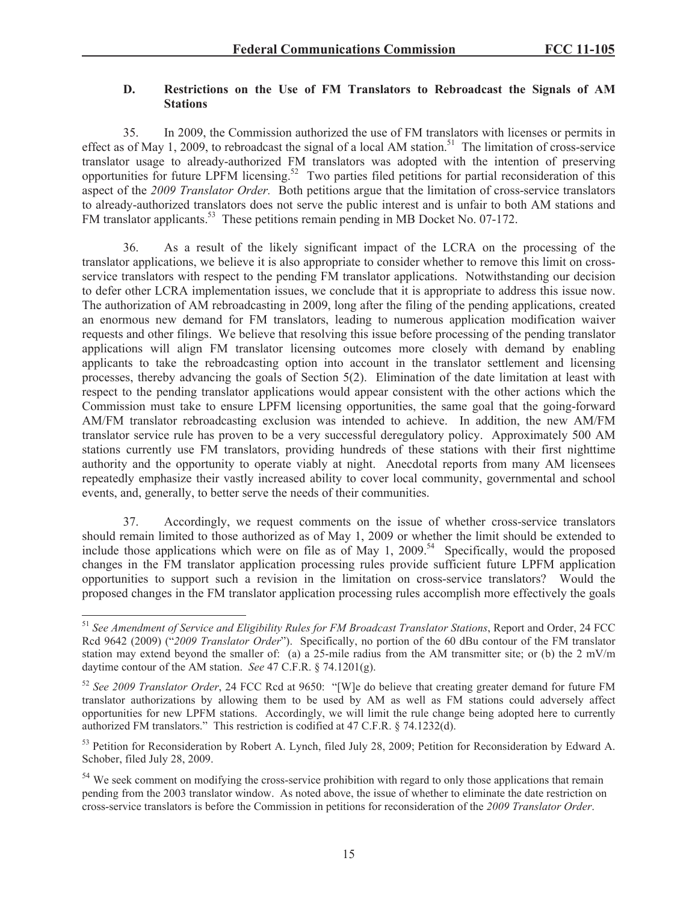### D. Restrictions on the Use of FM Translators to Rebroadcast the Signals of AM Stations

35. In 2009, the Commission authorized the use of FM translators with licenses or permits in effect as of May 1, 2009, to rebroadcast the signal of a local AM station.[51] The limitation of cross-service translator usage to already-authorized FM translators was adopted with the intention of preserving opportunities for future LPFM licensing.[52] Two parties filed petitions for partial reconsideration of this aspect of the *2009 Translator Order.* Both petitions argue that the limitation of cross-service translators to already-authorized translators does not serve the public interest and is unfair to both AM stations and FM translator applicants.[53] These petitions remain pending in MB Docket No. 07-172.

36. As a result of the likely significant impact of the LCRA on the processing of the translator applications, we believe it is also appropriate to consider whether to remove this limit on cross-service translators with respect to the pending FM translator applications. Notwithstanding our decision to defer other LCRA implementation issues, we conclude that it is appropriate to address this issue now. The authorization of AM rebroadcasting in 2009, long after the filing of the pending applications, created an enormous new demand for FM translators, leading to numerous application modification waiver requests and other filings. We believe that resolving this issue before processing of the pending translator applications will align FM translator licensing outcomes more closely with demand by enabling applicants to take the rebroadcasting option into account in the translator settlement and licensing processes, thereby advancing the goals of Section 5(2). Elimination of the date limitation at least with respect to the pending translator applications would appear consistent with the other actions which the Commission must take to ensure LPFM licensing opportunities, the same goal that the going-forward AM/FM translator rebroadcasting exclusion was intended to achieve. In addition, the new AM/FM translator service rule has proven to be a very successful deregulatory policy. Approximately 500 AM stations currently use FM translators, providing hundreds of these stations with their first nighttime authority and the opportunity to operate viably at night. Anecdotal reports from many AM licensees repeatedly emphasize their vastly increased ability to cover local community, governmental and school events, and, generally, to better serve the needs of their communities.

37. Accordingly, we request comments on the issue of whether cross-service translators should remain limited to those authorized as of May 1, 2009 or whether the limit should be extended to include those applications which were on file as of May 1, 2009.[54] Specifically, would the proposed changes in the FM translator application processing rules provide sufficient future LPFM application opportunities to support such a revision in the limitation on cross-service translators? Would the proposed changes in the FM translator application processing rules accomplish more effectively the goals

---

[51] *See Amendment of Service and Eligibility Rules for FM Broadcast Translator Stations*, Report and Order, 24 FCC Rcd 9642 (2009) ("*2009 Translator Order*"). Specifically, no portion of the 60 dBu contour of the FM translator station may extend beyond the smaller of: (a) a 25-mile radius from the AM transmitter site; or (b) the 2 mV/m daytime contour of the AM station. *See* 47 C.F.R. § 74.1201(g).

[52] *See 2009 Translator Order*, 24 FCC Rcd at 9650: "[W]e do believe that creating greater demand for future FM translator authorizations by allowing them to be used by AM as well as FM stations could adversely affect opportunities for new LPFM stations. Accordingly, we will limit the rule change being adopted here to currently authorized FM translators." This restriction is codified at 47 C.F.R. § 74.1232(d).

[53] Petition for Reconsideration by Robert A. Lynch, filed July 28, 2009; Petition for Reconsideration by Edward A. Schober, filed July 28, 2009.

[54] We seek comment on modifying the cross-service prohibition with regard to only those applications that remain pending from the 2003 translator window. As noted above, the issue of whether to eliminate the date restriction on cross-service translators is before the Commission in petitions for reconsideration of the *2009 Translator Order*.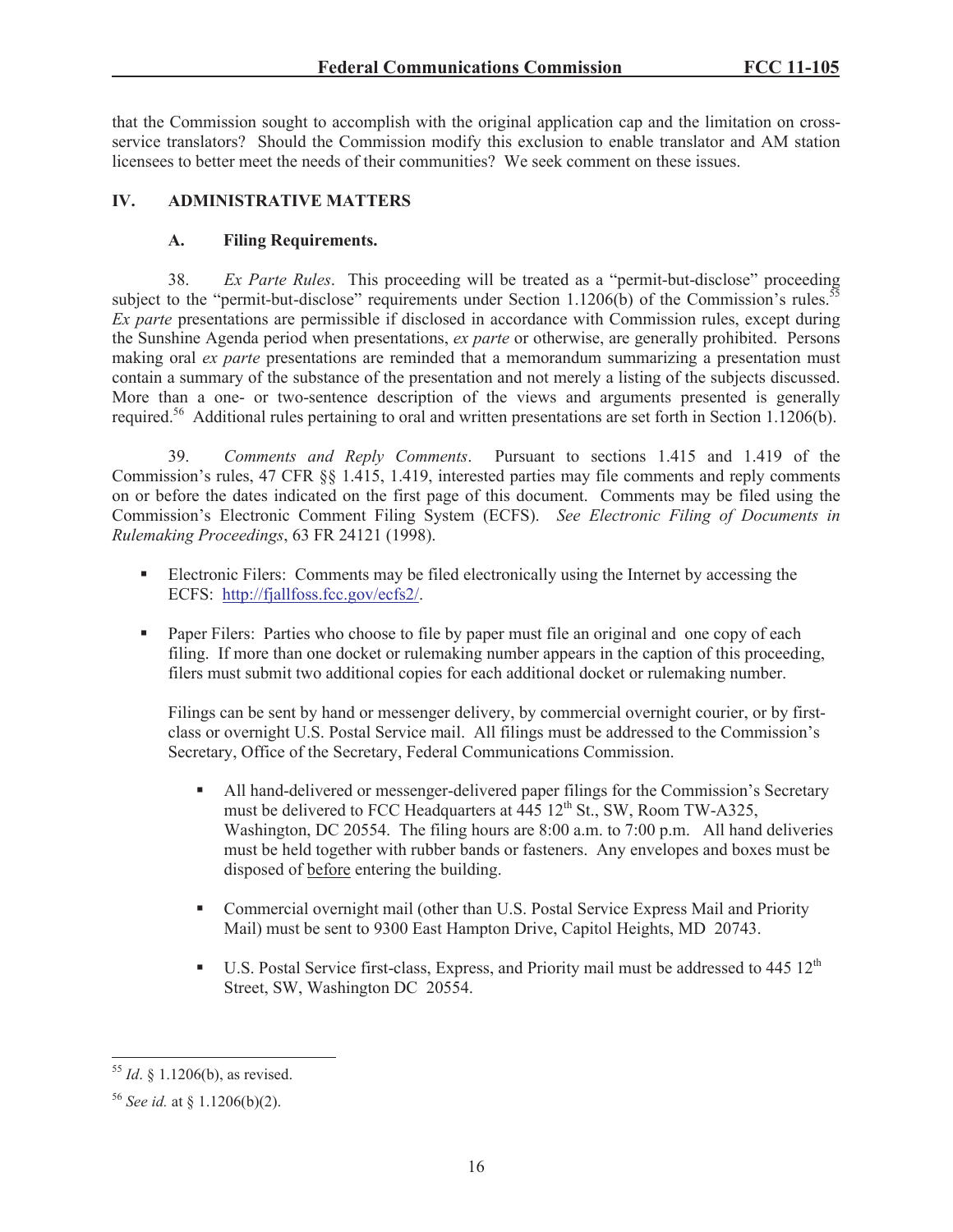that the Commission sought to accomplish with the original application cap and the limitation on cross-service translators? Should the Commission modify this exclusion to enable translator and AM station licensees to better meet the needs of their communities? We seek comment on these issues.

## IV. ADMINISTRATIVE MATTERS

### A. Filing Requirements.

38. *Ex Parte Rules*. This proceeding will be treated as a "permit-but-disclose" proceeding subject to the "permit-but-disclose" requirements under Section 1.1206(b) of the Commission's rules.[55] *Ex parte* presentations are permissible if disclosed in accordance with Commission rules, except during the Sunshine Agenda period when presentations, *ex parte* or otherwise, are generally prohibited. Persons making oral *ex parte* presentations are reminded that a memorandum summarizing a presentation must contain a summary of the substance of the presentation and not merely a listing of the subjects discussed. More than a one- or two-sentence description of the views and arguments presented is generally required.[56] Additional rules pertaining to oral and written presentations are set forth in Section 1.1206(b).

39. *Comments and Reply Comments*. Pursuant to sections 1.415 and 1.419 of the Commission's rules, 47 CFR §§ 1.415, 1.419, interested parties may file comments and reply comments on or before the dates indicated on the first page of this document. Comments may be filed using the Commission's Electronic Comment Filing System (ECFS). *See Electronic Filing of Documents in Rulemaking Proceedings*, 63 FR 24121 (1998).

- Electronic Filers: Comments may be filed electronically using the Internet by accessing the ECFS: http://fjallfoss.fcc.gov/ecfs2/.

- Paper Filers: Parties who choose to file by paper must file an original and one copy of each filing. If more than one docket or rulemaking number appears in the caption of this proceeding, filers must submit two additional copies for each additional docket or rulemaking number.

  Filings can be sent by hand or messenger delivery, by commercial overnight courier, or by first-class or overnight U.S. Postal Service mail. All filings must be addressed to the Commission's Secretary, Office of the Secretary, Federal Communications Commission.

  - All hand-delivered or messenger-delivered paper filings for the Commission's Secretary must be delivered to FCC Headquarters at 445 12th St., SW, Room TW-A325, Washington, DC 20554. The filing hours are 8:00 a.m. to 7:00 p.m. All hand deliveries must be held together with rubber bands or fasteners. Any envelopes and boxes must be disposed of before entering the building.

  - Commercial overnight mail (other than U.S. Postal Service Express Mail and Priority Mail) must be sent to 9300 East Hampton Drive, Capitol Heights, MD 20743.

  - U.S. Postal Service first-class, Express, and Priority mail must be addressed to 445 12th Street, SW, Washington DC 20554.

---

[55] *Id*. § 1.1206(b), as revised.

[56] *See id.* at § 1.1206(b)(2).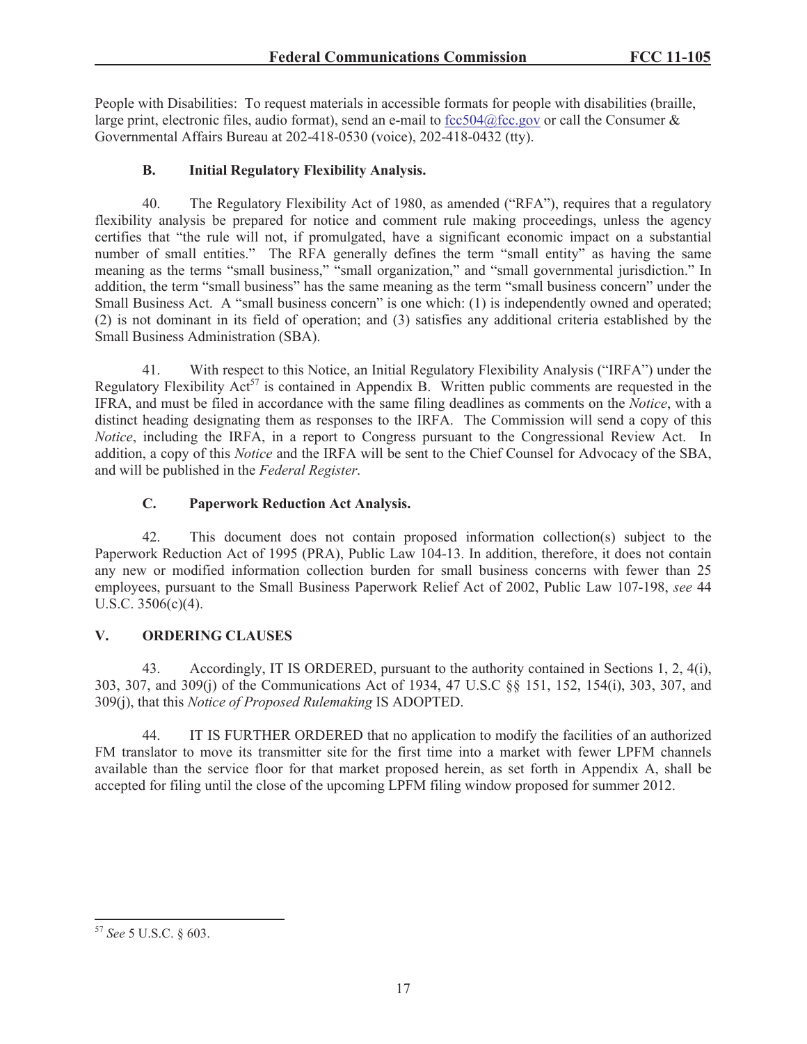People with Disabilities: To request materials in accessible formats for people with disabilities (braille, large print, electronic files, audio format), send an e-mail to fcc504@fcc.gov or call the Consumer & Governmental Affairs Bureau at 202-418-0530 (voice), 202-418-0432 (tty).

### B. Initial Regulatory Flexibility Analysis.

40. The Regulatory Flexibility Act of 1980, as amended ("RFA"), requires that a regulatory flexibility analysis be prepared for notice and comment rule making proceedings, unless the agency certifies that "the rule will not, if promulgated, have a significant economic impact on a substantial number of small entities." The RFA generally defines the term "small entity" as having the same meaning as the terms "small business," "small organization," and "small governmental jurisdiction." In addition, the term "small business" has the same meaning as the term "small business concern" under the Small Business Act. A "small business concern" is one which: (1) is independently owned and operated; (2) is not dominant in its field of operation; and (3) satisfies any additional criteria established by the Small Business Administration (SBA).

41. With respect to this Notice, an Initial Regulatory Flexibility Analysis ("IRFA") under the Regulatory Flexibility Act[57] is contained in Appendix B. Written public comments are requested in the IFRA, and must be filed in accordance with the same filing deadlines as comments on the *Notice*, with a distinct heading designating them as responses to the IRFA. The Commission will send a copy of this *Notice*, including the IRFA, in a report to Congress pursuant to the Congressional Review Act. In addition, a copy of this *Notice* and the IRFA will be sent to the Chief Counsel for Advocacy of the SBA, and will be published in the *Federal Register*.

### C. Paperwork Reduction Act Analysis.

42. This document does not contain proposed information collection(s) subject to the Paperwork Reduction Act of 1995 (PRA), Public Law 104-13. In addition, therefore, it does not contain any new or modified information collection burden for small business concerns with fewer than 25 employees, pursuant to the Small Business Paperwork Relief Act of 2002, Public Law 107-198, *see* 44 U.S.C. 3506(c)(4).

## V. ORDERING CLAUSES

43. Accordingly, IT IS ORDERED, pursuant to the authority contained in Sections 1, 2, 4(i), 303, 307, and 309(j) of the Communications Act of 1934, 47 U.S.C §§ 151, 152, 154(i), 303, 307, and 309(j), that this *Notice of Proposed Rulemaking* IS ADOPTED.

44. IT IS FURTHER ORDERED that no application to modify the facilities of an authorized FM translator to move its transmitter site for the first time into a market with fewer LPFM channels available than the service floor for that market proposed herein, as set forth in Appendix A, shall be accepted for filing until the close of the upcoming LPFM filing window proposed for summer 2012.

---

[57] *See* 5 U.S.C. § 603.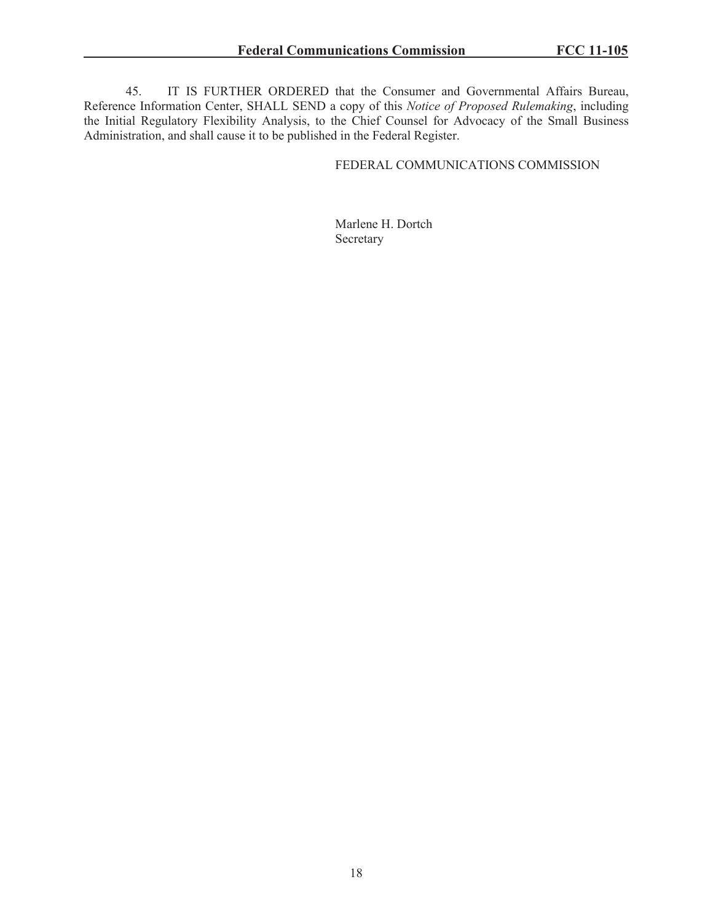45. IT IS FURTHER ORDERED that the Consumer and Governmental Affairs Bureau, Reference Information Center, SHALL SEND a copy of this *Notice of Proposed Rulemaking*, including the Initial Regulatory Flexibility Analysis, to the Chief Counsel for Advocacy of the Small Business Administration, and shall cause it to be published in the Federal Register.

FEDERAL COMMUNICATIONS COMMISSION

Marlene H. Dortch
Secretary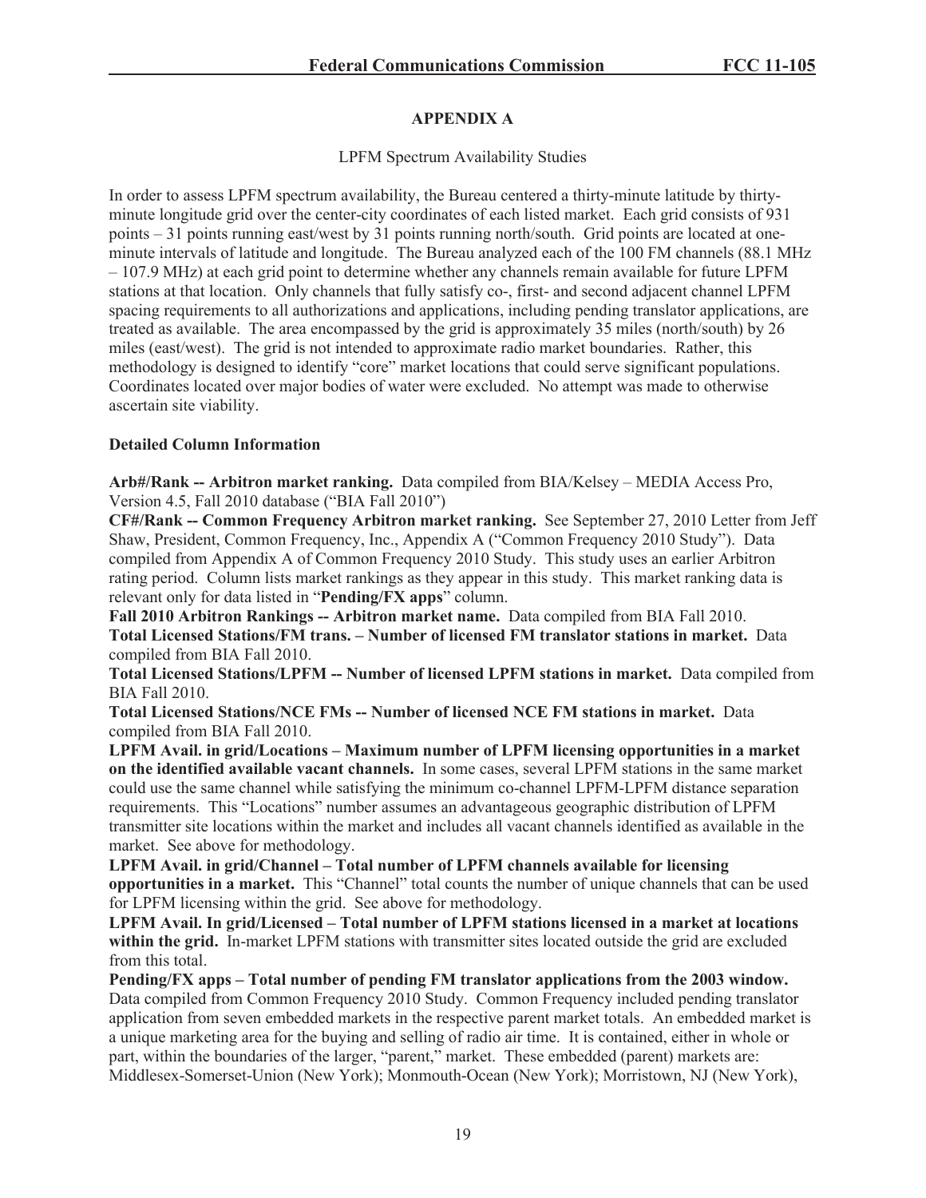# APPENDIX A

LPFM Spectrum Availability Studies

In order to assess LPFM spectrum availability, the Bureau centered a thirty-minute latitude by thirty-minute longitude grid over the center-city coordinates of each listed market. Each grid consists of 931 points – 31 points running east/west by 31 points running north/south. Grid points are located at one-minute intervals of latitude and longitude. The Bureau analyzed each of the 100 FM channels (88.1 MHz – 107.9 MHz) at each grid point to determine whether any channels remain available for future LPFM stations at that location. Only channels that fully satisfy co-, first- and second adjacent channel LPFM spacing requirements to all authorizations and applications, including pending translator applications, are treated as available. The area encompassed by the grid is approximately 35 miles (north/south) by 26 miles (east/west). The grid is not intended to approximate radio market boundaries. Rather, this methodology is designed to identify "core" market locations that could serve significant populations. Coordinates located over major bodies of water were excluded. No attempt was made to otherwise ascertain site viability.

**Detailed Column Information**

**Arb#/Rank -- Arbitron market ranking.** Data compiled from BIA/Kelsey – MEDIA Access Pro, Version 4.5, Fall 2010 database ("BIA Fall 2010")

**CF#/Rank -- Common Frequency Arbitron market ranking.** See September 27, 2010 Letter from Jeff Shaw, President, Common Frequency, Inc., Appendix A ("Common Frequency 2010 Study"). Data compiled from Appendix A of Common Frequency 2010 Study. This study uses an earlier Arbitron rating period. Column lists market rankings as they appear in this study. This market ranking data is relevant only for data listed in "**Pending/FX apps**" column.

**Fall 2010 Arbitron Rankings -- Arbitron market name.** Data compiled from BIA Fall 2010.

**Total Licensed Stations/FM trans. – Number of licensed FM translator stations in market.** Data compiled from BIA Fall 2010.

**Total Licensed Stations/LPFM -- Number of licensed LPFM stations in market.** Data compiled from BIA Fall 2010.

**Total Licensed Stations/NCE FMs -- Number of licensed NCE FM stations in market.** Data compiled from BIA Fall 2010.

**LPFM Avail. in grid/Locations – Maximum number of LPFM licensing opportunities in a market on the identified available vacant channels.** In some cases, several LPFM stations in the same market could use the same channel while satisfying the minimum co-channel LPFM-LPFM distance separation requirements. This "Locations" number assumes an advantageous geographic distribution of LPFM transmitter site locations within the market and includes all vacant channels identified as available in the market. See above for methodology.

**LPFM Avail. in grid/Channel – Total number of LPFM channels available for licensing opportunities in a market.** This "Channel" total counts the number of unique channels that can be used for LPFM licensing within the grid. See above for methodology.

**LPFM Avail. In grid/Licensed – Total number of LPFM stations licensed in a market at locations within the grid.** In-market LPFM stations with transmitter sites located outside the grid are excluded from this total.

**Pending/FX apps – Total number of pending FM translator applications from the 2003 window.** Data compiled from Common Frequency 2010 Study. Common Frequency included pending translator application from seven embedded markets in the respective parent market totals. An embedded market is a unique marketing area for the buying and selling of radio air time. It is contained, either in whole or part, within the boundaries of the larger, "parent," market. These embedded (parent) markets are: Middlesex-Somerset-Union (New York); Monmouth-Ocean (New York); Morristown, NJ (New York),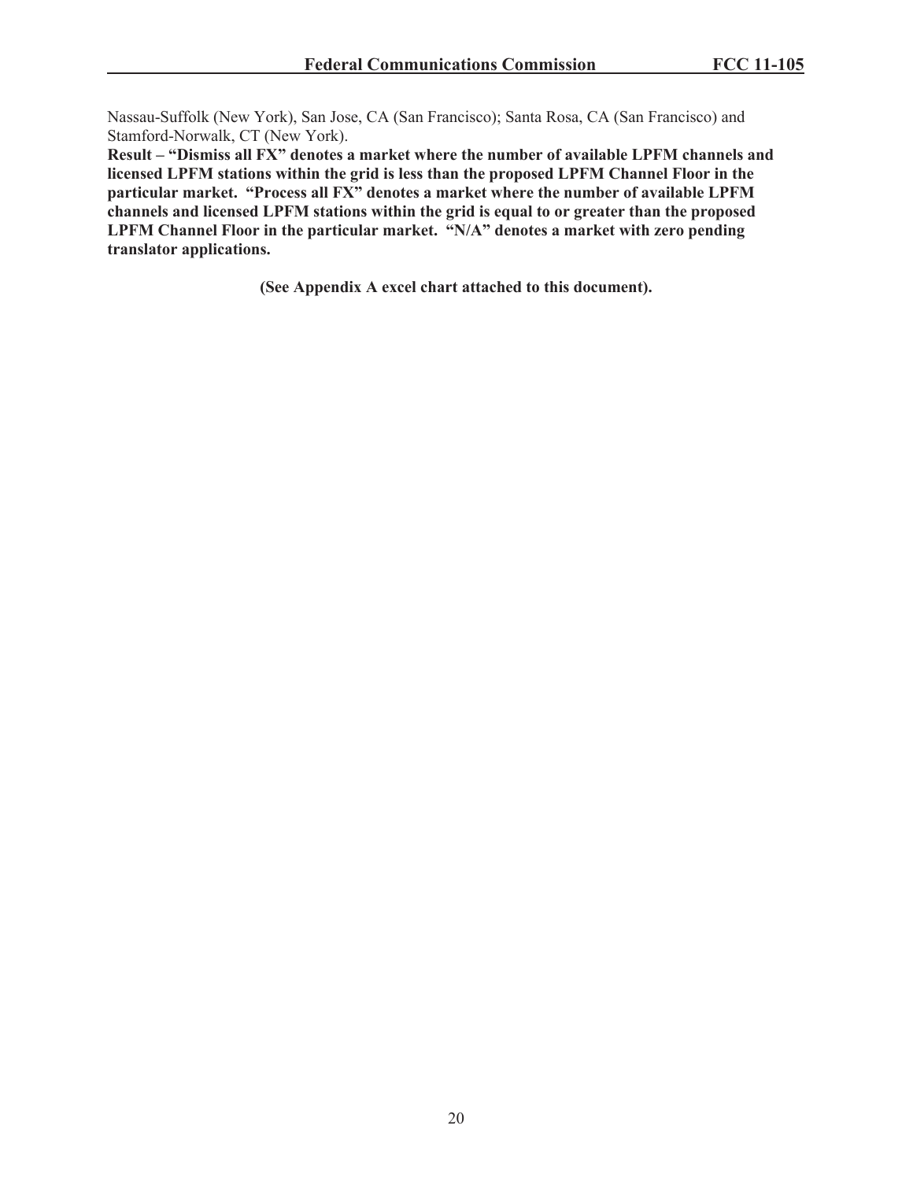Nassau-Suffolk (New York), San Jose, CA (San Francisco); Santa Rosa, CA (San Francisco) and Stamford-Norwalk, CT (New York).

**Result – "Dismiss all FX" denotes a market where the number of available LPFM channels and licensed LPFM stations within the grid is less than the proposed LPFM Channel Floor in the particular market. "Process all FX" denotes a market where the number of available LPFM channels and licensed LPFM stations within the grid is equal to or greater than the proposed LPFM Channel Floor in the particular market. "N/A" denotes a market with zero pending translator applications.**

**(See Appendix A excel chart attached to this document).**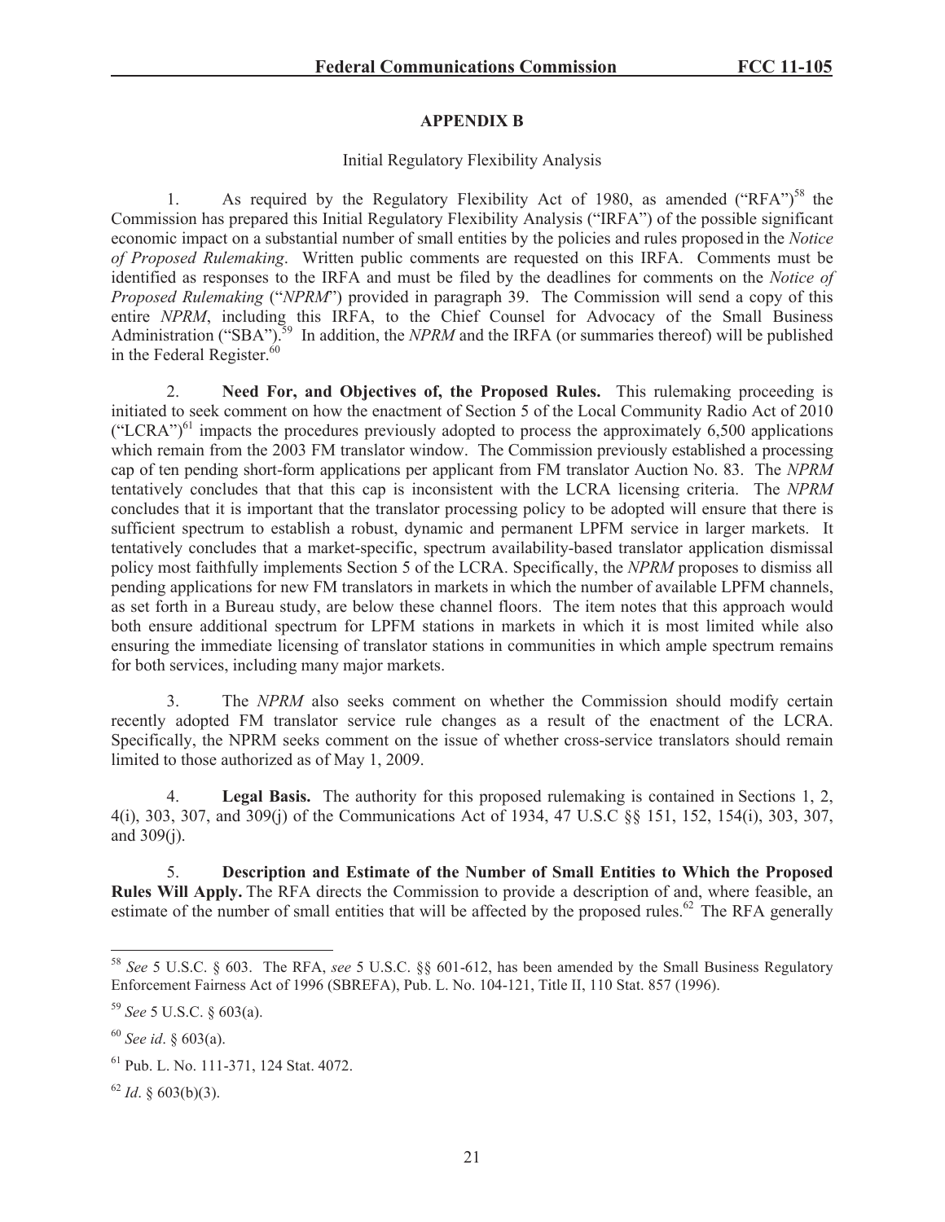## APPENDIX B

Initial Regulatory Flexibility Analysis

1. As required by the Regulatory Flexibility Act of 1980, as amended ("RFA")[58] the Commission has prepared this Initial Regulatory Flexibility Analysis ("IRFA") of the possible significant economic impact on a substantial number of small entities by the policies and rules proposed in the *Notice of Proposed Rulemaking*. Written public comments are requested on this IRFA. Comments must be identified as responses to the IRFA and must be filed by the deadlines for comments on the *Notice of Proposed Rulemaking* ("*NPRM*") provided in paragraph 39. The Commission will send a copy of this entire *NPRM*, including this IRFA, to the Chief Counsel for Advocacy of the Small Business Administration ("SBA").[59] In addition, the *NPRM* and the IRFA (or summaries thereof) will be published in the Federal Register.[60]

2. **Need For, and Objectives of, the Proposed Rules.** This rulemaking proceeding is initiated to seek comment on how the enactment of Section 5 of the Local Community Radio Act of 2010 ("LCRA")[61] impacts the procedures previously adopted to process the approximately 6,500 applications which remain from the 2003 FM translator window. The Commission previously established a processing cap of ten pending short-form applications per applicant from FM translator Auction No. 83. The *NPRM* tentatively concludes that that this cap is inconsistent with the LCRA licensing criteria. The *NPRM* concludes that it is important that the translator processing policy to be adopted will ensure that there is sufficient spectrum to establish a robust, dynamic and permanent LPFM service in larger markets. It tentatively concludes that a market-specific, spectrum availability-based translator application dismissal policy most faithfully implements Section 5 of the LCRA. Specifically, the *NPRM* proposes to dismiss all pending applications for new FM translators in markets in which the number of available LPFM channels, as set forth in a Bureau study, are below these channel floors. The item notes that this approach would both ensure additional spectrum for LPFM stations in markets in which it is most limited while also ensuring the immediate licensing of translator stations in communities in which ample spectrum remains for both services, including many major markets.

3. The *NPRM* also seeks comment on whether the Commission should modify certain recently adopted FM translator service rule changes as a result of the enactment of the LCRA. Specifically, the NPRM seeks comment on the issue of whether cross-service translators should remain limited to those authorized as of May 1, 2009.

4. **Legal Basis.** The authority for this proposed rulemaking is contained in Sections 1, 2, 4(i), 303, 307, and 309(j) of the Communications Act of 1934, 47 U.S.C §§ 151, 152, 154(i), 303, 307, and 309(j).

5. **Description and Estimate of the Number of Small Entities to Which the Proposed Rules Will Apply.** The RFA directs the Commission to provide a description of and, where feasible, an estimate of the number of small entities that will be affected by the proposed rules.[62] The RFA generally

---

[58] *See* 5 U.S.C. § 603. The RFA, *see* 5 U.S.C. §§ 601-612, has been amended by the Small Business Regulatory Enforcement Fairness Act of 1996 (SBREFA), Pub. L. No. 104-121, Title II, 110 Stat. 857 (1996).

[59] *See* 5 U.S.C. § 603(a).

[60] *See id*. § 603(a).

[61] Pub. L. No. 111-371, 124 Stat. 4072.

[62] *Id*. § 603(b)(3).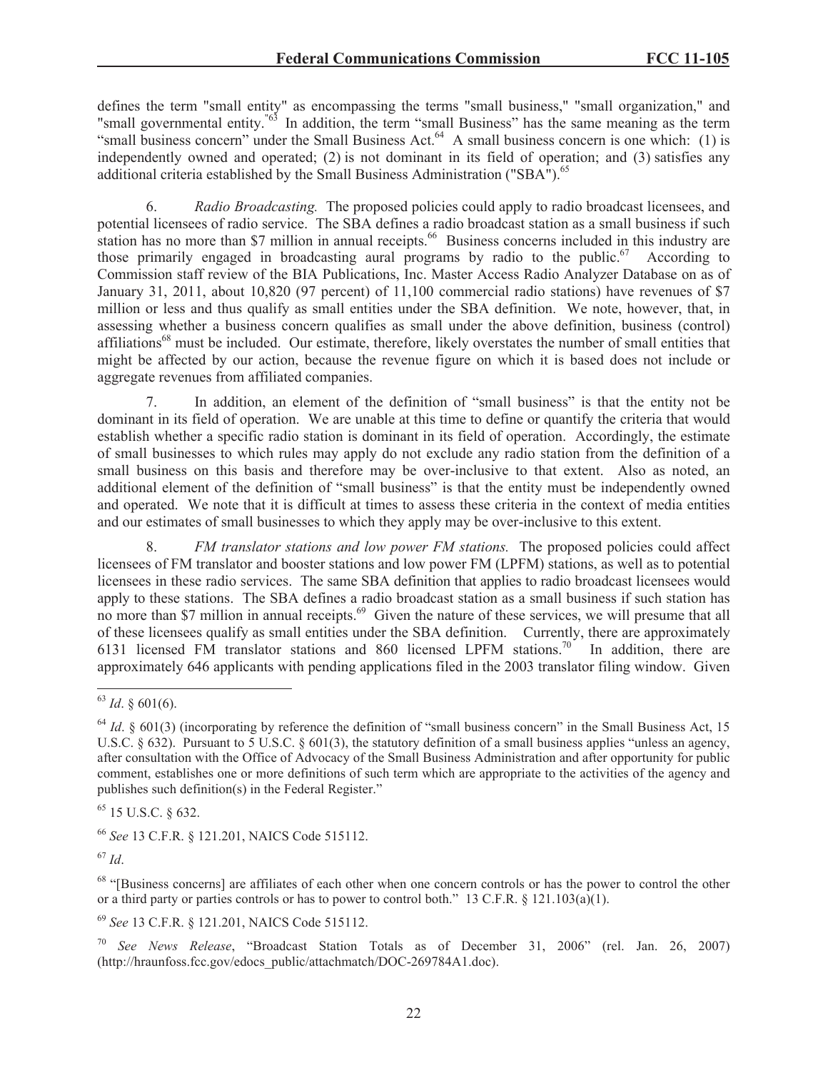defines the term "small entity" as encompassing the terms "small business," "small organization," and "small governmental entity."[63] In addition, the term "small Business" has the same meaning as the term "small business concern" under the Small Business Act.[64] A small business concern is one which: (1) is independently owned and operated; (2) is not dominant in its field of operation; and (3) satisfies any additional criteria established by the Small Business Administration ("SBA").[65]

6. *Radio Broadcasting.* The proposed policies could apply to radio broadcast licensees, and potential licensees of radio service. The SBA defines a radio broadcast station as a small business if such station has no more than $7 million in annual receipts.[66] Business concerns included in this industry are those primarily engaged in broadcasting aural programs by radio to the public.[67] According to Commission staff review of the BIA Publications, Inc. Master Access Radio Analyzer Database on as of January 31, 2011, about 10,820 (97 percent) of 11,100 commercial radio stations) have revenues of $7 million or less and thus qualify as small entities under the SBA definition. We note, however, that, in assessing whether a business concern qualifies as small under the above definition, business (control) affiliations[68] must be included. Our estimate, therefore, likely overstates the number of small entities that might be affected by our action, because the revenue figure on which it is based does not include or aggregate revenues from affiliated companies.

7. In addition, an element of the definition of "small business" is that the entity not be dominant in its field of operation. We are unable at this time to define or quantify the criteria that would establish whether a specific radio station is dominant in its field of operation. Accordingly, the estimate of small businesses to which rules may apply do not exclude any radio station from the definition of a small business on this basis and therefore may be over-inclusive to that extent. Also as noted, an additional element of the definition of "small business" is that the entity must be independently owned and operated. We note that it is difficult at times to assess these criteria in the context of media entities and our estimates of small businesses to which they apply may be over-inclusive to this extent.

8. *FM translator stations and low power FM stations.* The proposed policies could affect licensees of FM translator and booster stations and low power FM (LPFM) stations, as well as to potential licensees in these radio services. The same SBA definition that applies to radio broadcast licensees would apply to these stations. The SBA defines a radio broadcast station as a small business if such station has no more than $7 million in annual receipts.[69] Given the nature of these services, we will presume that all of these licensees qualify as small entities under the SBA definition. Currently, there are approximately 6131 licensed FM translator stations and 860 licensed LPFM stations.[70] In addition, there are approximately 646 applicants with pending applications filed in the 2003 translator filing window. Given

---

[63] *Id*. § 601(6).

[64] *Id*. § 601(3) (incorporating by reference the definition of "small business concern" in the Small Business Act, 15 U.S.C. § 632). Pursuant to 5 U.S.C. § 601(3), the statutory definition of a small business applies "unless an agency, after consultation with the Office of Advocacy of the Small Business Administration and after opportunity for public comment, establishes one or more definitions of such term which are appropriate to the activities of the agency and publishes such definition(s) in the Federal Register."

[65] 15 U.S.C. § 632.

[66] *See* 13 C.F.R. § 121.201, NAICS Code 515112.

[67] *Id*.

[68] "[Business concerns] are affiliates of each other when one concern controls or has the power to control the other or a third party or parties controls or has to power to control both." 13 C.F.R. § 121.103(a)(1).

[69] *See* 13 C.F.R. § 121.201, NAICS Code 515112.

[70] *See News Release*, "Broadcast Station Totals as of December 31, 2006" (rel. Jan. 26, 2007) (http://hraunfoss.fcc.gov/edocs_public/attachmatch/DOC-269784A1.doc).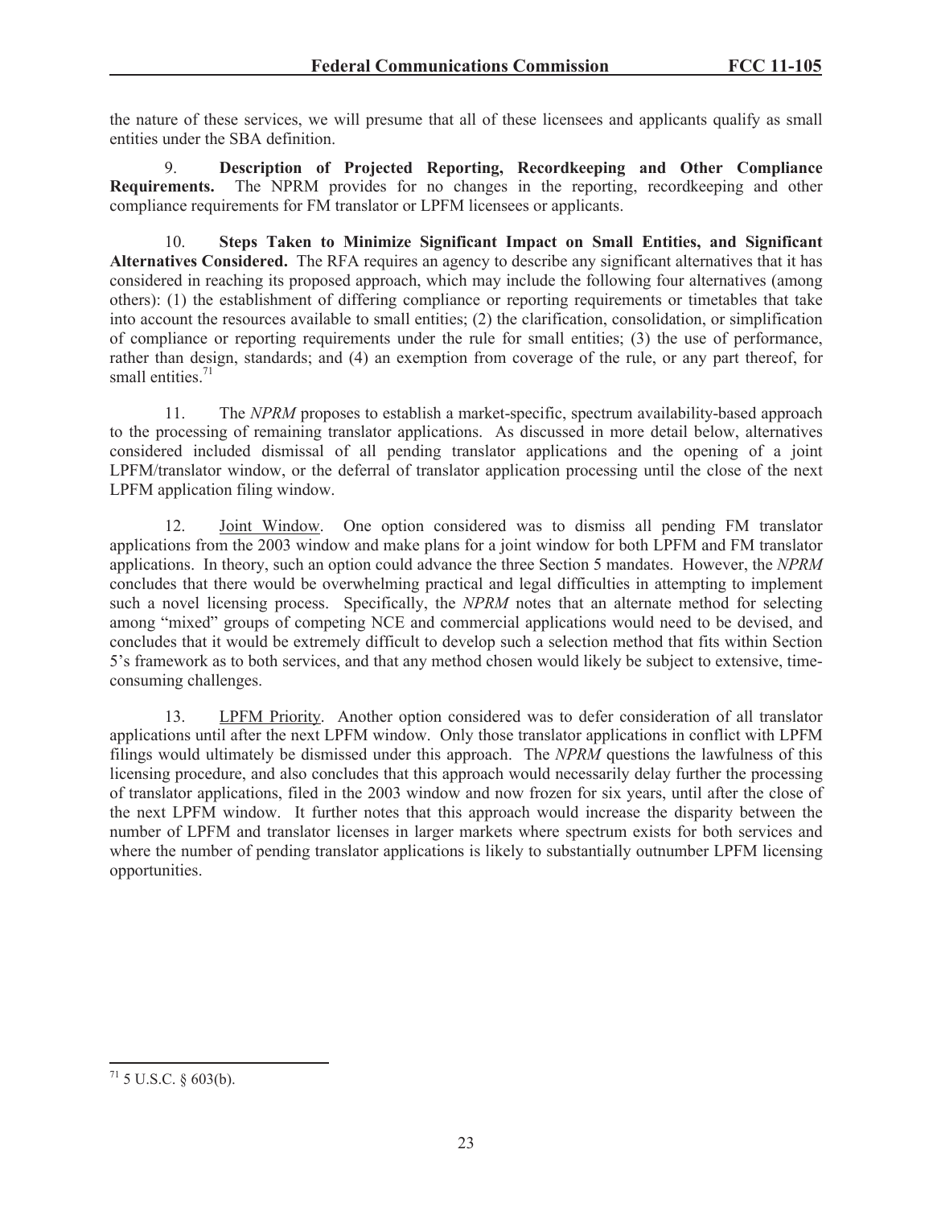the nature of these services, we will presume that all of these licensees and applicants qualify as small entities under the SBA definition.

9. **Description of Projected Reporting, Recordkeeping and Other Compliance Requirements.** The NPRM provides for no changes in the reporting, recordkeeping and other compliance requirements for FM translator or LPFM licensees or applicants.

10. **Steps Taken to Minimize Significant Impact on Small Entities, and Significant Alternatives Considered.** The RFA requires an agency to describe any significant alternatives that it has considered in reaching its proposed approach, which may include the following four alternatives (among others): (1) the establishment of differing compliance or reporting requirements or timetables that take into account the resources available to small entities; (2) the clarification, consolidation, or simplification of compliance or reporting requirements under the rule for small entities; (3) the use of performance, rather than design, standards; and (4) an exemption from coverage of the rule, or any part thereof, for small entities.[71]

11. The *NPRM* proposes to establish a market-specific, spectrum availability-based approach to the processing of remaining translator applications. As discussed in more detail below, alternatives considered included dismissal of all pending translator applications and the opening of a joint LPFM/translator window, or the deferral of translator application processing until the close of the next LPFM application filing window.

12. Joint Window. One option considered was to dismiss all pending FM translator applications from the 2003 window and make plans for a joint window for both LPFM and FM translator applications. In theory, such an option could advance the three Section 5 mandates. However, the *NPRM* concludes that there would be overwhelming practical and legal difficulties in attempting to implement such a novel licensing process. Specifically, the *NPRM* notes that an alternate method for selecting among "mixed" groups of competing NCE and commercial applications would need to be devised, and concludes that it would be extremely difficult to develop such a selection method that fits within Section 5's framework as to both services, and that any method chosen would likely be subject to extensive, time-consuming challenges.

13. LPFM Priority. Another option considered was to defer consideration of all translator applications until after the next LPFM window. Only those translator applications in conflict with LPFM filings would ultimately be dismissed under this approach. The *NPRM* questions the lawfulness of this licensing procedure, and also concludes that this approach would necessarily delay further the processing of translator applications, filed in the 2003 window and now frozen for six years, until after the close of the next LPFM window. It further notes that this approach would increase the disparity between the number of LPFM and translator licenses in larger markets where spectrum exists for both services and where the number of pending translator applications is likely to substantially outnumber LPFM licensing opportunities.

---

[71] 5 U.S.C. § 603(b).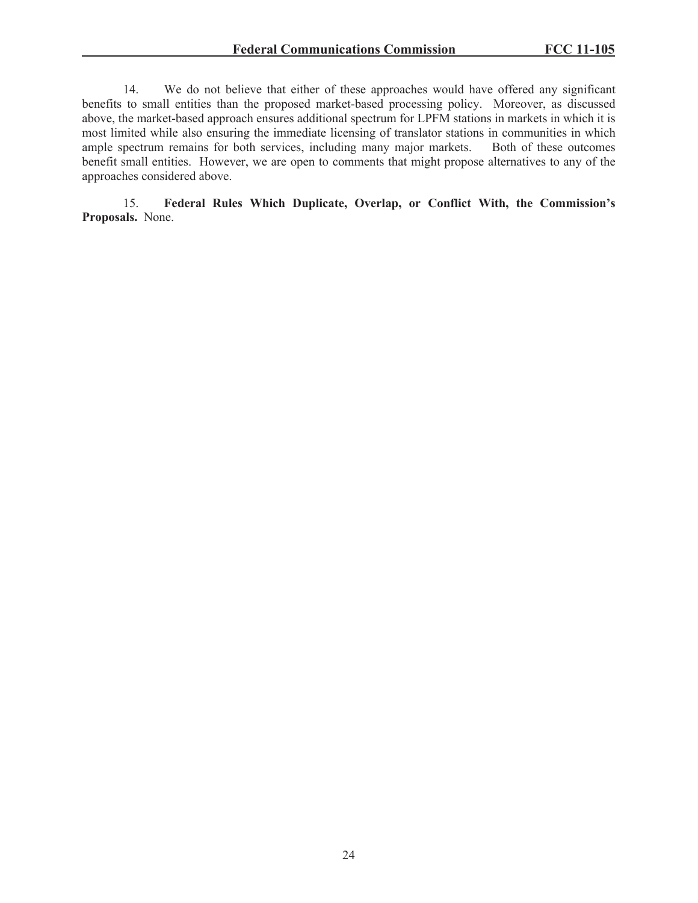14. We do not believe that either of these approaches would have offered any significant benefits to small entities than the proposed market-based processing policy. Moreover, as discussed above, the market-based approach ensures additional spectrum for LPFM stations in markets in which it is most limited while also ensuring the immediate licensing of translator stations in communities in which ample spectrum remains for both services, including many major markets. Both of these outcomes benefit small entities. However, we are open to comments that might propose alternatives to any of the approaches considered above.

15. **Federal Rules Which Duplicate, Overlap, or Conflict With, the Commission's Proposals.** None.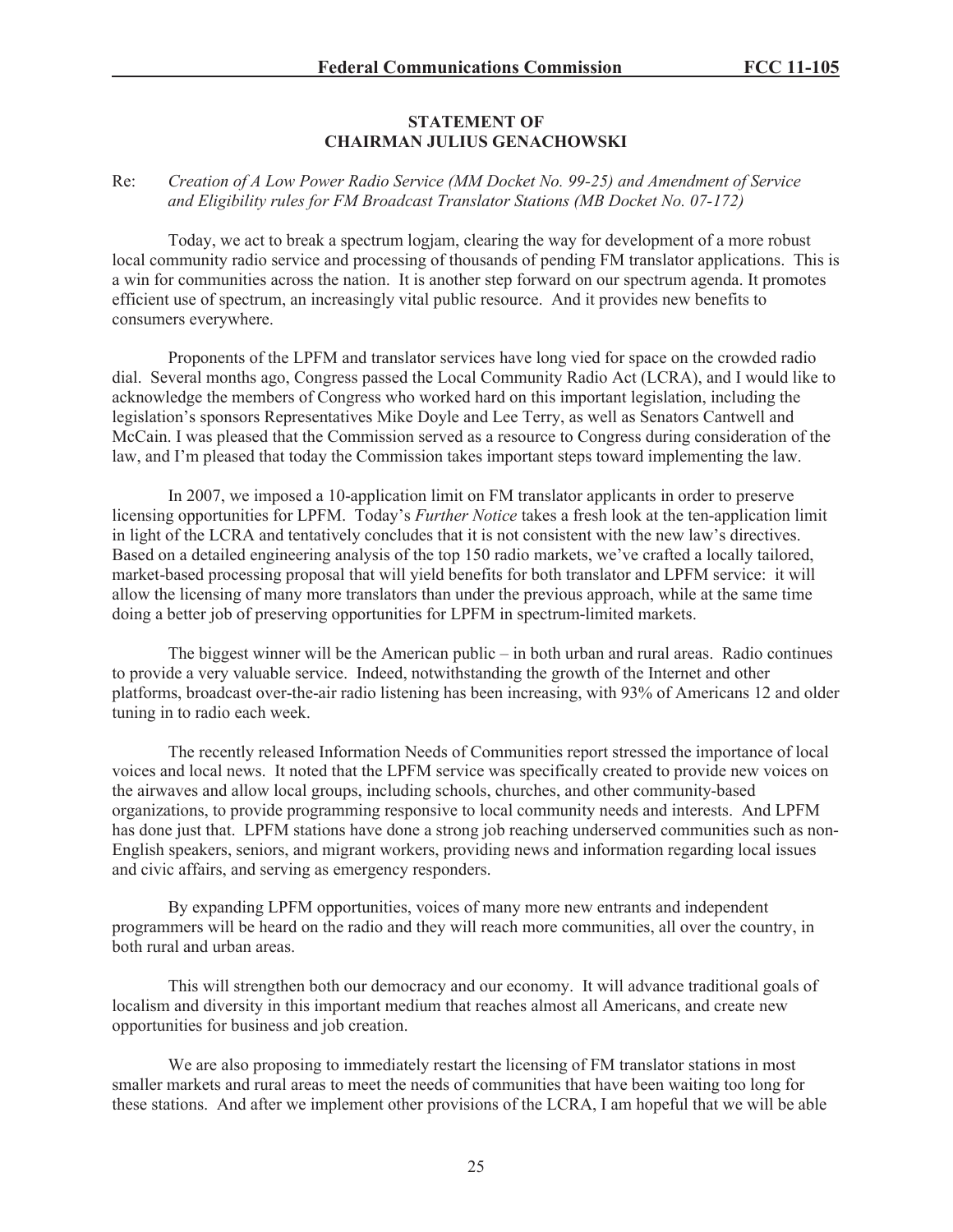**STATEMENT OF**
**CHAIRMAN JULIUS GENACHOWSKI**

Re: *Creation of A Low Power Radio Service (MM Docket No. 99-25) and Amendment of Service and Eligibility rules for FM Broadcast Translator Stations (MB Docket No. 07-172)*

Today, we act to break a spectrum logjam, clearing the way for development of a more robust local community radio service and processing of thousands of pending FM translator applications. This is a win for communities across the nation. It is another step forward on our spectrum agenda. It promotes efficient use of spectrum, an increasingly vital public resource. And it provides new benefits to consumers everywhere.

Proponents of the LPFM and translator services have long vied for space on the crowded radio dial. Several months ago, Congress passed the Local Community Radio Act (LCRA), and I would like to acknowledge the members of Congress who worked hard on this important legislation, including the legislation's sponsors Representatives Mike Doyle and Lee Terry, as well as Senators Cantwell and McCain. I was pleased that the Commission served as a resource to Congress during consideration of the law, and I'm pleased that today the Commission takes important steps toward implementing the law.

In 2007, we imposed a 10-application limit on FM translator applicants in order to preserve licensing opportunities for LPFM. Today's *Further Notice* takes a fresh look at the ten-application limit in light of the LCRA and tentatively concludes that it is not consistent with the new law's directives. Based on a detailed engineering analysis of the top 150 radio markets, we've crafted a locally tailored, market-based processing proposal that will yield benefits for both translator and LPFM service: it will allow the licensing of many more translators than under the previous approach, while at the same time doing a better job of preserving opportunities for LPFM in spectrum-limited markets.

The biggest winner will be the American public – in both urban and rural areas. Radio continues to provide a very valuable service. Indeed, notwithstanding the growth of the Internet and other platforms, broadcast over-the-air radio listening has been increasing, with 93% of Americans 12 and older tuning in to radio each week.

The recently released Information Needs of Communities report stressed the importance of local voices and local news. It noted that the LPFM service was specifically created to provide new voices on the airwaves and allow local groups, including schools, churches, and other community-based organizations, to provide programming responsive to local community needs and interests. And LPFM has done just that. LPFM stations have done a strong job reaching underserved communities such as non-English speakers, seniors, and migrant workers, providing news and information regarding local issues and civic affairs, and serving as emergency responders.

By expanding LPFM opportunities, voices of many more new entrants and independent programmers will be heard on the radio and they will reach more communities, all over the country, in both rural and urban areas.

This will strengthen both our democracy and our economy. It will advance traditional goals of localism and diversity in this important medium that reaches almost all Americans, and create new opportunities for business and job creation.

We are also proposing to immediately restart the licensing of FM translator stations in most smaller markets and rural areas to meet the needs of communities that have been waiting too long for these stations. And after we implement other provisions of the LCRA, I am hopeful that we will be able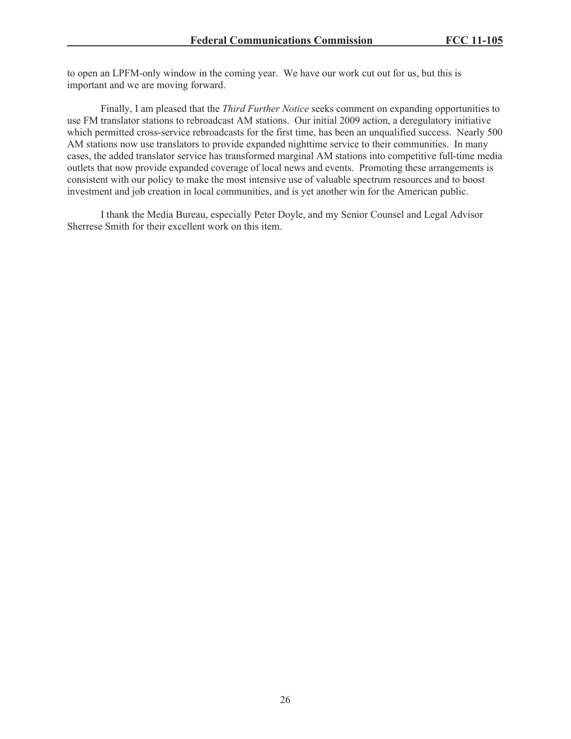to open an LPFM-only window in the coming year. We have our work cut out for us, but this is important and we are moving forward.

Finally, I am pleased that the *Third Further Notice* seeks comment on expanding opportunities to use FM translator stations to rebroadcast AM stations. Our initial 2009 action, a deregulatory initiative which permitted cross-service rebroadcasts for the first time, has been an unqualified success. Nearly 500 AM stations now use translators to provide expanded nighttime service to their communities. In many cases, the added translator service has transformed marginal AM stations into competitive full-time media outlets that now provide expanded coverage of local news and events. Promoting these arrangements is consistent with our policy to make the most intensive use of valuable spectrum resources and to boost investment and job creation in local communities, and is yet another win for the American public.

I thank the Media Bureau, especially Peter Doyle, and my Senior Counsel and Legal Advisor Sherrese Smith for their excellent work on this item.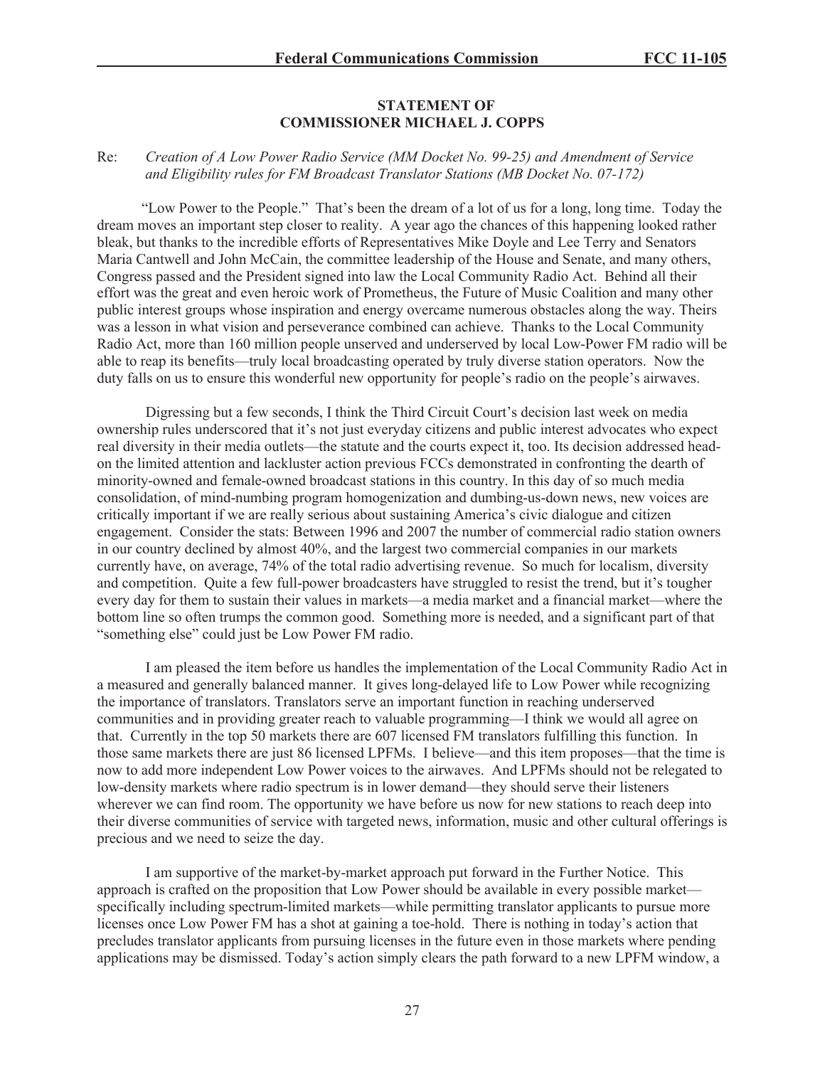**STATEMENT OF**
**COMMISSIONER MICHAEL J. COPPS**

Re: *Creation of A Low Power Radio Service (MM Docket No. 99-25) and Amendment of Service and Eligibility rules for FM Broadcast Translator Stations (MB Docket No. 07-172)*

"Low Power to the People." That's been the dream of a lot of us for a long, long time. Today the dream moves an important step closer to reality. A year ago the chances of this happening looked rather bleak, but thanks to the incredible efforts of Representatives Mike Doyle and Lee Terry and Senators Maria Cantwell and John McCain, the committee leadership of the House and Senate, and many others, Congress passed and the President signed into law the Local Community Radio Act. Behind all their effort was the great and even heroic work of Prometheus, the Future of Music Coalition and many other public interest groups whose inspiration and energy overcame numerous obstacles along the way. Theirs was a lesson in what vision and perseverance combined can achieve. Thanks to the Local Community Radio Act, more than 160 million people unserved and underserved by local Low-Power FM radio will be able to reap its benefits—truly local broadcasting operated by truly diverse station operators. Now the duty falls on us to ensure this wonderful new opportunity for people's radio on the people's airwaves.

Digressing but a few seconds, I think the Third Circuit Court's decision last week on media ownership rules underscored that it's not just everyday citizens and public interest advocates who expect real diversity in their media outlets—the statute and the courts expect it, too. Its decision addressed head-on the limited attention and lackluster action previous FCCs demonstrated in confronting the dearth of minority-owned and female-owned broadcast stations in this country. In this day of so much media consolidation, of mind-numbing program homogenization and dumbing-us-down news, new voices are critically important if we are really serious about sustaining America's civic dialogue and citizen engagement. Consider the stats: Between 1996 and 2007 the number of commercial radio station owners in our country declined by almost 40%, and the largest two commercial companies in our markets currently have, on average, 74% of the total radio advertising revenue. So much for localism, diversity and competition. Quite a few full-power broadcasters have struggled to resist the trend, but it's tougher every day for them to sustain their values in markets—a media market and a financial market—where the bottom line so often trumps the common good. Something more is needed, and a significant part of that "something else" could just be Low Power FM radio.

I am pleased the item before us handles the implementation of the Local Community Radio Act in a measured and generally balanced manner. It gives long-delayed life to Low Power while recognizing the importance of translators. Translators serve an important function in reaching underserved communities and in providing greater reach to valuable programming—I think we would all agree on that. Currently in the top 50 markets there are 607 licensed FM translators fulfilling this function. In those same markets there are just 86 licensed LPFMs. I believe—and this item proposes—that the time is now to add more independent Low Power voices to the airwaves. And LPFMs should not be relegated to low-density markets where radio spectrum is in lower demand—they should serve their listeners wherever we can find room. The opportunity we have before us now for new stations to reach deep into their diverse communities of service with targeted news, information, music and other cultural offerings is precious and we need to seize the day.

I am supportive of the market-by-market approach put forward in the Further Notice. This approach is crafted on the proposition that Low Power should be available in every possible market—specifically including spectrum-limited markets—while permitting translator applicants to pursue more licenses once Low Power FM has a shot at gaining a toe-hold. There is nothing in today's action that precludes translator applicants from pursuing licenses in the future even in those markets where pending applications may be dismissed. Today's action simply clears the path forward to a new LPFM window, a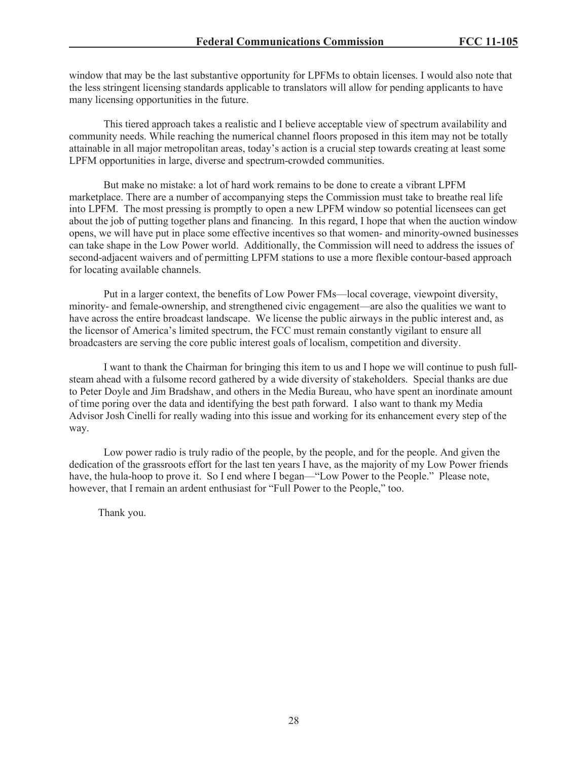window that may be the last substantive opportunity for LPFMs to obtain licenses. I would also note that the less stringent licensing standards applicable to translators will allow for pending applicants to have many licensing opportunities in the future.

This tiered approach takes a realistic and I believe acceptable view of spectrum availability and community needs. While reaching the numerical channel floors proposed in this item may not be totally attainable in all major metropolitan areas, today's action is a crucial step towards creating at least some LPFM opportunities in large, diverse and spectrum-crowded communities.

But make no mistake: a lot of hard work remains to be done to create a vibrant LPFM marketplace. There are a number of accompanying steps the Commission must take to breathe real life into LPFM. The most pressing is promptly to open a new LPFM window so potential licensees can get about the job of putting together plans and financing. In this regard, I hope that when the auction window opens, we will have put in place some effective incentives so that women- and minority-owned businesses can take shape in the Low Power world. Additionally, the Commission will need to address the issues of second-adjacent waivers and of permitting LPFM stations to use a more flexible contour-based approach for locating available channels.

Put in a larger context, the benefits of Low Power FMs—local coverage, viewpoint diversity, minority- and female-ownership, and strengthened civic engagement—are also the qualities we want to have across the entire broadcast landscape. We license the public airways in the public interest and, as the licensor of America's limited spectrum, the FCC must remain constantly vigilant to ensure all broadcasters are serving the core public interest goals of localism, competition and diversity.

I want to thank the Chairman for bringing this item to us and I hope we will continue to push full-steam ahead with a fulsome record gathered by a wide diversity of stakeholders. Special thanks are due to Peter Doyle and Jim Bradshaw, and others in the Media Bureau, who have spent an inordinate amount of time poring over the data and identifying the best path forward. I also want to thank my Media Advisor Josh Cinelli for really wading into this issue and working for its enhancement every step of the way.

Low power radio is truly radio of the people, by the people, and for the people. And given the dedication of the grassroots effort for the last ten years I have, as the majority of my Low Power friends have, the hula-hoop to prove it. So I end where I began—"Low Power to the People." Please note, however, that I remain an ardent enthusiast for "Full Power to the People," too.

Thank you.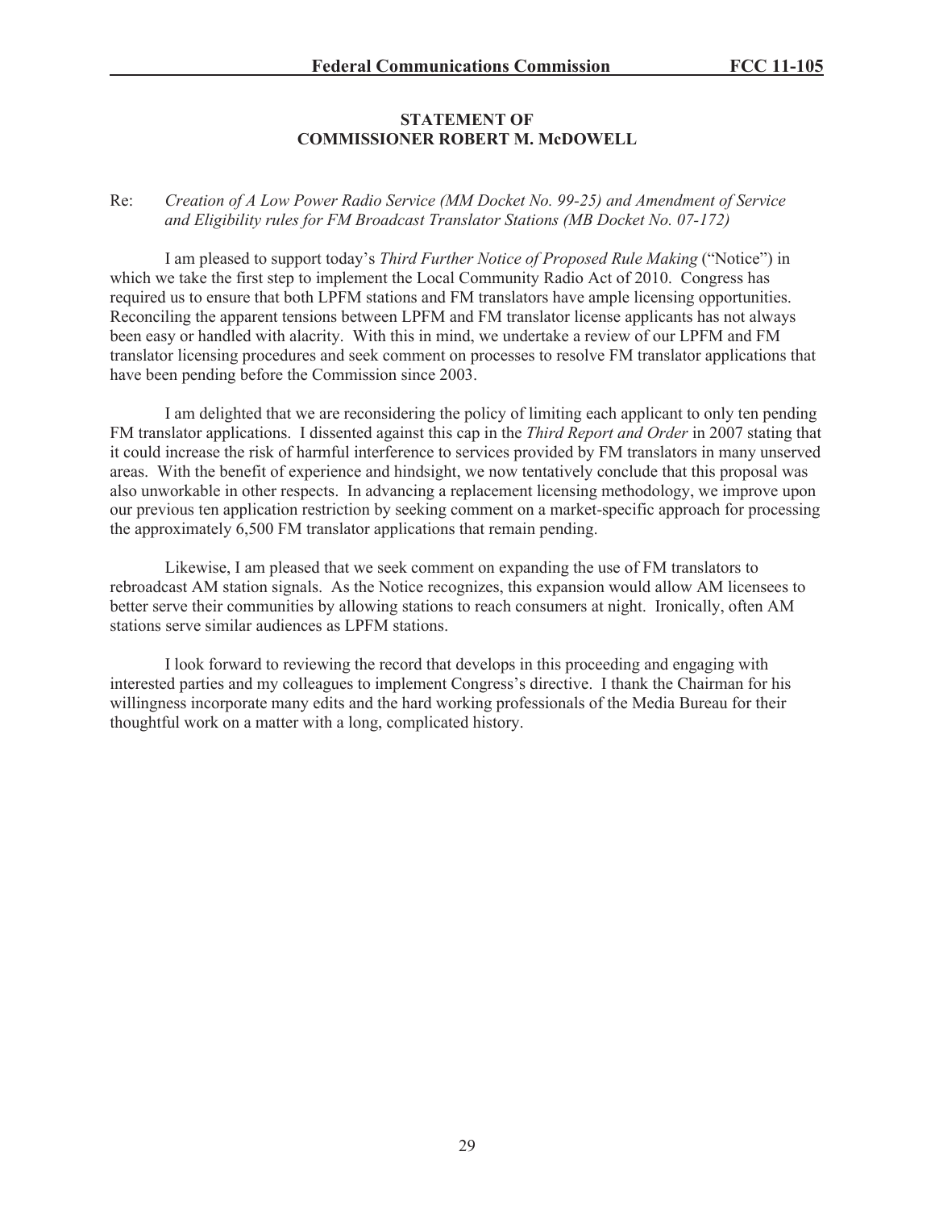**STATEMENT OF**
**COMMISSIONER ROBERT M. McDOWELL**

Re: *Creation of A Low Power Radio Service (MM Docket No. 99-25) and Amendment of Service and Eligibility rules for FM Broadcast Translator Stations (MB Docket No. 07-172)*

I am pleased to support today's *Third Further Notice of Proposed Rule Making* ("Notice") in which we take the first step to implement the Local Community Radio Act of 2010. Congress has required us to ensure that both LPFM stations and FM translators have ample licensing opportunities. Reconciling the apparent tensions between LPFM and FM translator license applicants has not always been easy or handled with alacrity. With this in mind, we undertake a review of our LPFM and FM translator licensing procedures and seek comment on processes to resolve FM translator applications that have been pending before the Commission since 2003.

I am delighted that we are reconsidering the policy of limiting each applicant to only ten pending FM translator applications. I dissented against this cap in the *Third Report and Order* in 2007 stating that it could increase the risk of harmful interference to services provided by FM translators in many unserved areas. With the benefit of experience and hindsight, we now tentatively conclude that this proposal was also unworkable in other respects. In advancing a replacement licensing methodology, we improve upon our previous ten application restriction by seeking comment on a market-specific approach for processing the approximately 6,500 FM translator applications that remain pending.

Likewise, I am pleased that we seek comment on expanding the use of FM translators to rebroadcast AM station signals. As the Notice recognizes, this expansion would allow AM licensees to better serve their communities by allowing stations to reach consumers at night. Ironically, often AM stations serve similar audiences as LPFM stations.

I look forward to reviewing the record that develops in this proceeding and engaging with interested parties and my colleagues to implement Congress's directive. I thank the Chairman for his willingness incorporate many edits and the hard working professionals of the Media Bureau for their thoughtful work on a matter with a long, complicated history.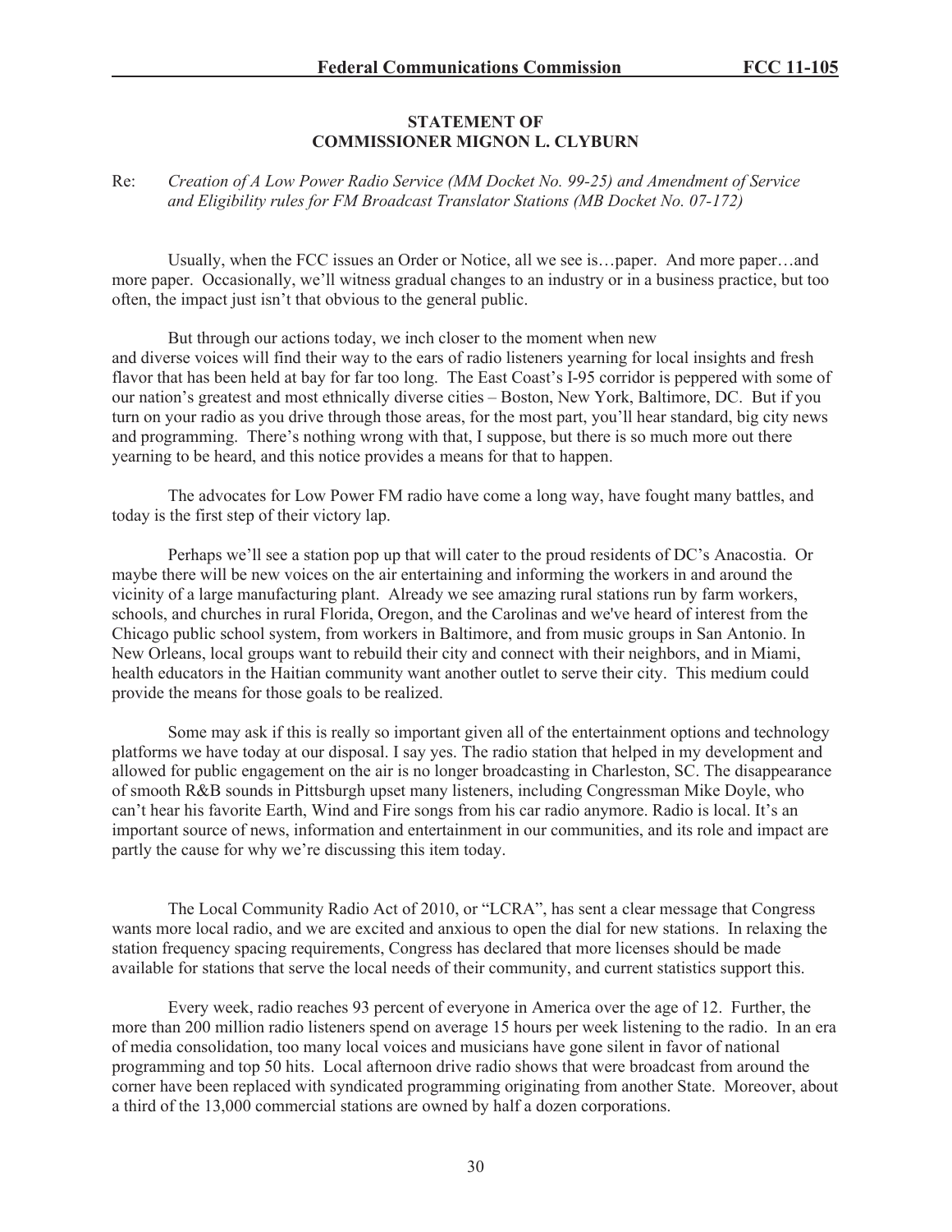**STATEMENT OF**
**COMMISSIONER MIGNON L. CLYBURN**

Re: *Creation of A Low Power Radio Service (MM Docket No. 99-25) and Amendment of Service and Eligibility rules for FM Broadcast Translator Stations (MB Docket No. 07-172)*

Usually, when the FCC issues an Order or Notice, all we see is…paper. And more paper…and more paper. Occasionally, we'll witness gradual changes to an industry or in a business practice, but too often, the impact just isn't that obvious to the general public.

But through our actions today, we inch closer to the moment when new and diverse voices will find their way to the ears of radio listeners yearning for local insights and fresh flavor that has been held at bay for far too long. The East Coast's I-95 corridor is peppered with some of our nation's greatest and most ethnically diverse cities – Boston, New York, Baltimore, DC. But if you turn on your radio as you drive through those areas, for the most part, you'll hear standard, big city news and programming. There's nothing wrong with that, I suppose, but there is so much more out there yearning to be heard, and this notice provides a means for that to happen.

The advocates for Low Power FM radio have come a long way, have fought many battles, and today is the first step of their victory lap.

Perhaps we'll see a station pop up that will cater to the proud residents of DC's Anacostia. Or maybe there will be new voices on the air entertaining and informing the workers in and around the vicinity of a large manufacturing plant. Already we see amazing rural stations run by farm workers, schools, and churches in rural Florida, Oregon, and the Carolinas and we've heard of interest from the Chicago public school system, from workers in Baltimore, and from music groups in San Antonio. In New Orleans, local groups want to rebuild their city and connect with their neighbors, and in Miami, health educators in the Haitian community want another outlet to serve their city. This medium could provide the means for those goals to be realized.

Some may ask if this is really so important given all of the entertainment options and technology platforms we have today at our disposal. I say yes. The radio station that helped in my development and allowed for public engagement on the air is no longer broadcasting in Charleston, SC. The disappearance of smooth R&B sounds in Pittsburgh upset many listeners, including Congressman Mike Doyle, who can't hear his favorite Earth, Wind and Fire songs from his car radio anymore. Radio is local. It's an important source of news, information and entertainment in our communities, and its role and impact are partly the cause for why we're discussing this item today.

The Local Community Radio Act of 2010, or "LCRA", has sent a clear message that Congress wants more local radio, and we are excited and anxious to open the dial for new stations. In relaxing the station frequency spacing requirements, Congress has declared that more licenses should be made available for stations that serve the local needs of their community, and current statistics support this.

Every week, radio reaches 93 percent of everyone in America over the age of 12. Further, the more than 200 million radio listeners spend on average 15 hours per week listening to the radio. In an era of media consolidation, too many local voices and musicians have gone silent in favor of national programming and top 50 hits. Local afternoon drive radio shows that were broadcast from around the corner have been replaced with syndicated programming originating from another State. Moreover, about a third of the 13,000 commercial stations are owned by half a dozen corporations.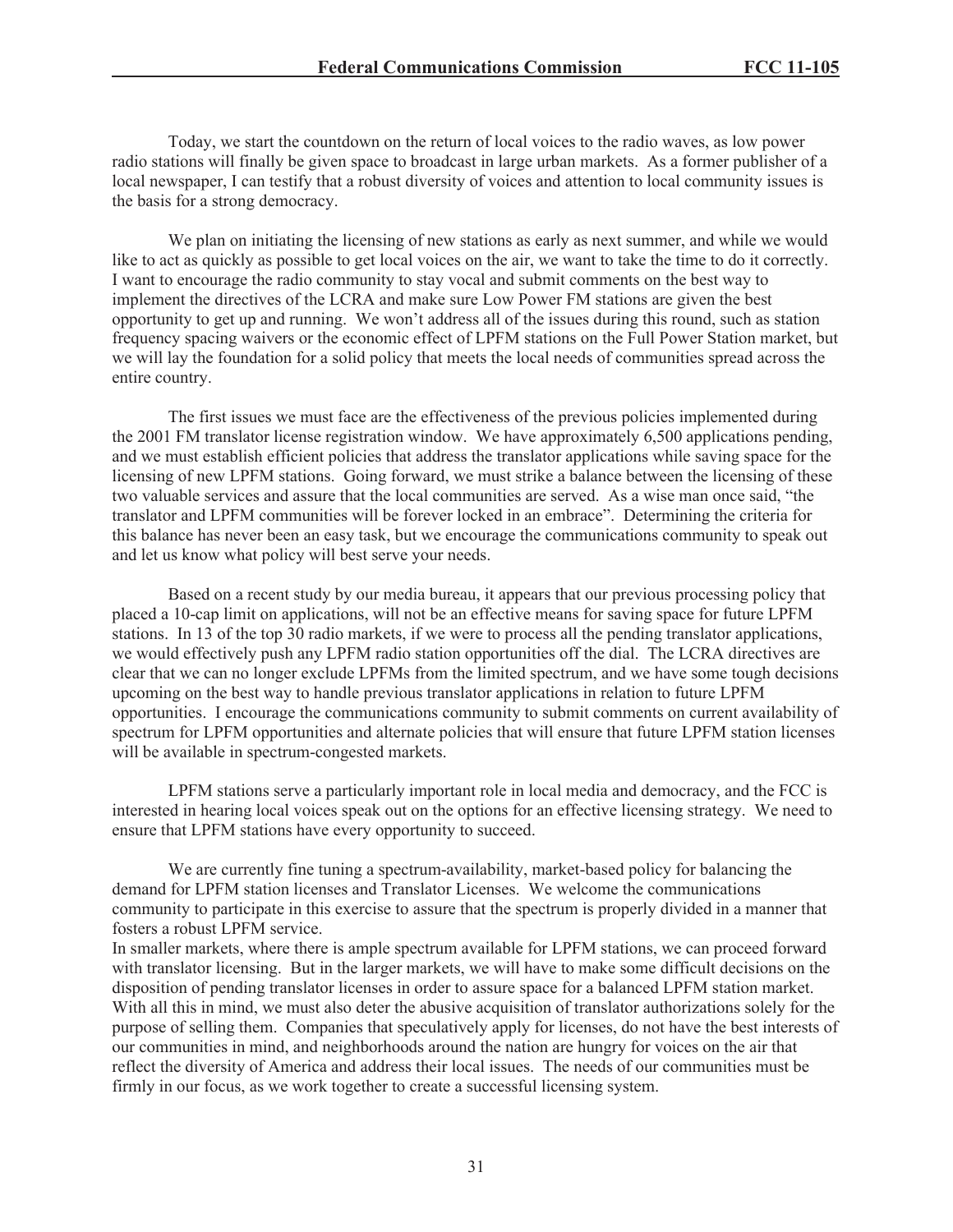Today, we start the countdown on the return of local voices to the radio waves, as low power radio stations will finally be given space to broadcast in large urban markets. As a former publisher of a local newspaper, I can testify that a robust diversity of voices and attention to local community issues is the basis for a strong democracy.

We plan on initiating the licensing of new stations as early as next summer, and while we would like to act as quickly as possible to get local voices on the air, we want to take the time to do it correctly. I want to encourage the radio community to stay vocal and submit comments on the best way to implement the directives of the LCRA and make sure Low Power FM stations are given the best opportunity to get up and running. We won't address all of the issues during this round, such as station frequency spacing waivers or the economic effect of LPFM stations on the Full Power Station market, but we will lay the foundation for a solid policy that meets the local needs of communities spread across the entire country.

The first issues we must face are the effectiveness of the previous policies implemented during the 2001 FM translator license registration window. We have approximately 6,500 applications pending, and we must establish efficient policies that address the translator applications while saving space for the licensing of new LPFM stations. Going forward, we must strike a balance between the licensing of these two valuable services and assure that the local communities are served. As a wise man once said, "the translator and LPFM communities will be forever locked in an embrace". Determining the criteria for this balance has never been an easy task, but we encourage the communications community to speak out and let us know what policy will best serve your needs.

Based on a recent study by our media bureau, it appears that our previous processing policy that placed a 10-cap limit on applications, will not be an effective means for saving space for future LPFM stations. In 13 of the top 30 radio markets, if we were to process all the pending translator applications, we would effectively push any LPFM radio station opportunities off the dial. The LCRA directives are clear that we can no longer exclude LPFMs from the limited spectrum, and we have some tough decisions upcoming on the best way to handle previous translator applications in relation to future LPFM opportunities. I encourage the communications community to submit comments on current availability of spectrum for LPFM opportunities and alternate policies that will ensure that future LPFM station licenses will be available in spectrum-congested markets.

LPFM stations serve a particularly important role in local media and democracy, and the FCC is interested in hearing local voices speak out on the options for an effective licensing strategy. We need to ensure that LPFM stations have every opportunity to succeed.

We are currently fine tuning a spectrum-availability, market-based policy for balancing the demand for LPFM station licenses and Translator Licenses. We welcome the communications community to participate in this exercise to assure that the spectrum is properly divided in a manner that fosters a robust LPFM service.

In smaller markets, where there is ample spectrum available for LPFM stations, we can proceed forward with translator licensing. But in the larger markets, we will have to make some difficult decisions on the disposition of pending translator licenses in order to assure space for a balanced LPFM station market. With all this in mind, we must also deter the abusive acquisition of translator authorizations solely for the purpose of selling them. Companies that speculatively apply for licenses, do not have the best interests of our communities in mind, and neighborhoods around the nation are hungry for voices on the air that reflect the diversity of America and address their local issues. The needs of our communities must be firmly in our focus, as we work together to create a successful licensing system.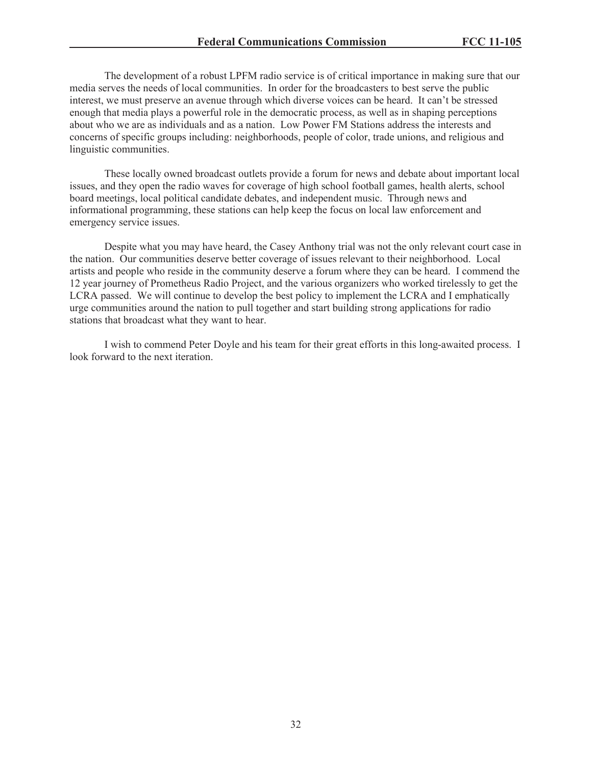The development of a robust LPFM radio service is of critical importance in making sure that our media serves the needs of local communities. In order for the broadcasters to best serve the public interest, we must preserve an avenue through which diverse voices can be heard. It can't be stressed enough that media plays a powerful role in the democratic process, as well as in shaping perceptions about who we are as individuals and as a nation. Low Power FM Stations address the interests and concerns of specific groups including: neighborhoods, people of color, trade unions, and religious and linguistic communities.

These locally owned broadcast outlets provide a forum for news and debate about important local issues, and they open the radio waves for coverage of high school football games, health alerts, school board meetings, local political candidate debates, and independent music. Through news and informational programming, these stations can help keep the focus on local law enforcement and emergency service issues.

Despite what you may have heard, the Casey Anthony trial was not the only relevant court case in the nation. Our communities deserve better coverage of issues relevant to their neighborhood. Local artists and people who reside in the community deserve a forum where they can be heard. I commend the 12 year journey of Prometheus Radio Project, and the various organizers who worked tirelessly to get the LCRA passed. We will continue to develop the best policy to implement the LCRA and I emphatically urge communities around the nation to pull together and start building strong applications for radio stations that broadcast what they want to hear.

I wish to commend Peter Doyle and his team for their great efforts in this long-awaited process. I look forward to the next iteration.